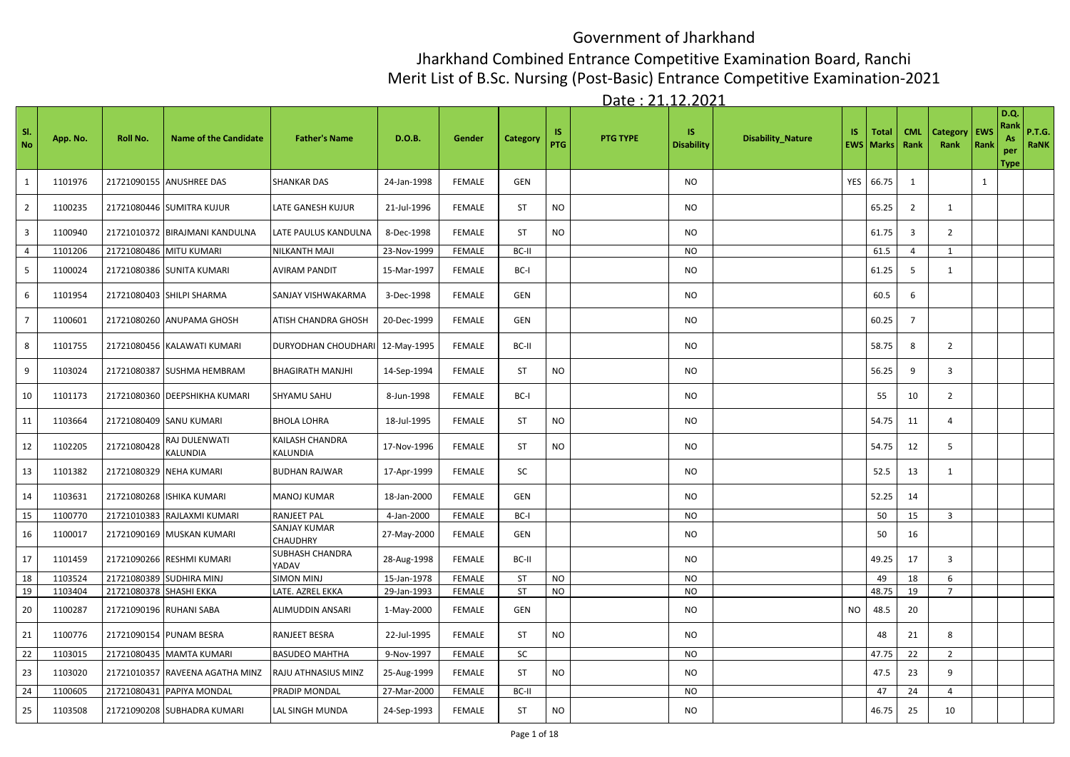# Government of Jharkhand

## Jharkhand Combined Entrance Competitive Examination Board, Ranchi

## Merit List of B.Sc. Nursing (Post-Basic) Entrance Competitive Examination-2021

Date : 21.12.2021

| Sl. No | App. No. | Roll No. | Name of the Candidate | Father's Name | D.O.B. | Gender | Category | IS PTG | PTG TYPE | IS Disability | Disability_Nature | IS EWS | Total Marks | CML Rank | Category Rank | EWS Rank | D.Q. Rank As per Type | P.T.G. RaNK |
|---|---|---|---|---|---|---|---|---|---|---|---|---|---|---|---|---|---|---|
| 1 | 1101976 | 21721090155 | ANUSHREE DAS | SHANKAR DAS | 24-Jan-1998 | FEMALE | GEN | | | NO | | YES | 66.75 | 1 | | 1 | | |
| 2 | 1100235 | 21721080446 | SUMITRA KUJUR | LATE GANESH KUJUR | 21-Jul-1996 | FEMALE | ST | NO | | NO | | | 65.25 | 2 | 1 | | | |
| 3 | 1100940 | 21721010372 | BIRAJMANI KANDULNA | LATE PAULUS KANDULNA | 8-Dec-1998 | FEMALE | ST | NO | | NO | | | 61.75 | 3 | 2 | | | |
| 4 | 1101206 | 21721080486 | MITU KUMARI | NILKANTH MAJI | 23-Nov-1999 | FEMALE | BC-II | | | NO | | | 61.5 | 4 | 1 | | | |
| 5 | 1100024 | 21721080386 | SUNITA KUMARI | AVIRAM PANDIT | 15-Mar-1997 | FEMALE | BC-I | | | NO | | | 61.25 | 5 | 1 | | | |
| 6 | 1101954 | 21721080403 | SHILPI SHARMA | SANJAY VISHWAKARMA | 3-Dec-1998 | FEMALE | GEN | | | NO | | | 60.5 | 6 | | | | |
| 7 | 1100601 | 21721080260 | ANUPAMA GHOSH | ATISH CHANDRA GHOSH | 20-Dec-1999 | FEMALE | GEN | | | NO | | | 60.25 | 7 | | | | |
| 8 | 1101755 | 21721080456 | KALAWATI KUMARI | DURYODHAN CHOUDHARI | 12-May-1995 | FEMALE | BC-II | | | NO | | | 58.75 | 8 | 2 | | | |
| 9 | 1103024 | 21721080387 | SUSHMA HEMBRAM | BHAGIRATH MANJHI | 14-Sep-1994 | FEMALE | ST | NO | | NO | | | 56.25 | 9 | 3 | | | |
| 10 | 1101173 | 21721080360 | DEEPSHIKHA KUMARI | SHYAMU SAHU | 8-Jun-1998 | FEMALE | BC-I | | | NO | | | 55 | 10 | 2 | | | |
| 11 | 1103664 | 21721080409 | SANU KUMARI | BHOLA LOHRA | 18-Jul-1995 | FEMALE | ST | NO | | NO | | | 54.75 | 11 | 4 | | | |
| 12 | 1102205 | 21721080428 | RAJ DULENWATI KALUNDIA | KAILASH CHANDRA KALUNDIA | 17-Nov-1996 | FEMALE | ST | NO | | NO | | | 54.75 | 12 | 5 | | | |
| 13 | 1101382 | 21721080329 | NEHA KUMARI | BUDHAN RAJWAR | 17-Apr-1999 | FEMALE | SC | | | NO | | | 52.5 | 13 | 1 | | | |
| 14 | 1103631 | 21721080268 | ISHIKA KUMARI | MANOJ KUMAR | 18-Jan-2000 | FEMALE | GEN | | | NO | | | 52.25 | 14 | | | | |
| 15 | 1100770 | 21721010383 | RAJLAXMI KUMARI | RANJEET PAL | 4-Jan-2000 | FEMALE | BC-I | | | NO | | | 50 | 15 | 3 | | | |
| 16 | 1100017 | 21721090169 | MUSKAN KUMARI | SANJAY KUMAR CHAUDHRY | 27-May-2000 | FEMALE | GEN | | | NO | | | 50 | 16 | | | | |
| 17 | 1101459 | 21721090266 | RESHMI KUMARI | SUBHASH CHANDRA YADAV | 28-Aug-1998 | FEMALE | BC-II | | | NO | | | 49.25 | 17 | 3 | | | |
| 18 | 1103524 | 21721080389 | SUDHIRA MINJ | SIMON MINJ | 15-Jan-1978 | FEMALE | ST | NO | | NO | | | 49 | 18 | 6 | | | |
| 19 | 1103404 | 21721080378 | SHASHI EKKA | LATE. AZREL EKKA | 29-Jan-1993 | FEMALE | ST | NO | | NO | | | 48.75 | 19 | 7 | | | |
| 20 | 1100287 | 21721090196 | RUHANI SABA | ALIMUDDIN ANSARI | 1-May-2000 | FEMALE | GEN | | | NO | | NO | 48.5 | 20 | | | | |
| 21 | 1100776 | 21721090154 | PUNAM BESRA | RANJEET BESRA | 22-Jul-1995 | FEMALE | ST | NO | | NO | | | 48 | 21 | 8 | | | |
| 22 | 1103015 | 21721080435 | MAMTA KUMARI | BASUDEO MAHTHA | 9-Nov-1997 | FEMALE | SC | | | NO | | | 47.75 | 22 | 2 | | | |
| 23 | 1103020 | 21721010357 | RAVEENA AGATHA MINZ | RAJU ATHNASIUS MINZ | 25-Aug-1999 | FEMALE | ST | NO | | NO | | | 47.5 | 23 | 9 | | | |
| 24 | 1100605 | 21721080431 | PAPIYA MONDAL | PRADIP MONDAL | 27-Mar-2000 | FEMALE | BC-II | | | NO | | | 47 | 24 | 4 | | | |
| 25 | 1103508 | 21721090208 | SUBHADRA KUMARI | LAL SINGH MUNDA | 24-Sep-1993 | FEMALE | ST | NO | | NO | | | 46.75 | 25 | 10 | | | |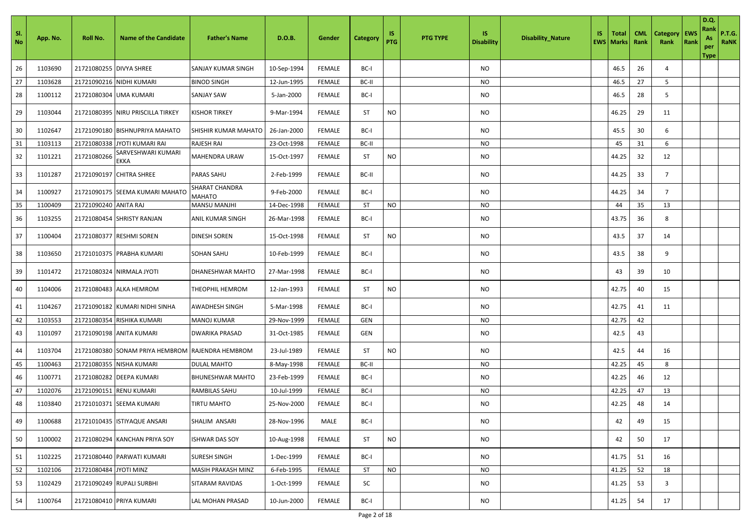| Sl. No | App. No. | Roll No. | Name of the Candidate | Father's Name | D.O.B. | Gender | Category | IS PTG | PTG TYPE | IS Disability | Disability_Nature | IS EWS | Total Marks | CML Rank | Category Rank | EWS Rank | D.Q. Rank As per Type | P.T.G. RaNK |
|---|---|---|---|---|---|---|---|---|---|---|---|---|---|---|---|---|---|---|
| 26 | 1103690 | 21721080255 | DIVYA SHREE | SANJAY KUMAR SINGH | 10-Sep-1994 | FEMALE | BC-I | | | NO | | | 46.5 | 26 | 4 | | | |
| 27 | 1103628 | 21721090216 | NIDHI KUMARI | BINOD SINGH | 12-Jun-1995 | FEMALE | BC-II | | | NO | | | 46.5 | 27 | 5 | | | |
| 28 | 1100112 | 21721080304 | UMA KUMARI | SANJAY SAW | 5-Jan-2000 | FEMALE | BC-I | | | NO | | | 46.5 | 28 | 5 | | | |
| 29 | 1103044 | 21721080395 | NIRU PRISCILLA TIRKEY | KISHOR TIRKEY | 9-Mar-1994 | FEMALE | ST | NO | | NO | | | 46.25 | 29 | 11 | | | |
| 30 | 1102647 | 21721090180 | BISHNUPRIYA MAHATO | SHISHIR KUMAR MAHATO | 26-Jan-2000 | FEMALE | BC-I | | | NO | | | 45.5 | 30 | 6 | | | |
| 31 | 1103113 | 21721080338 | JYOTI KUMARI RAI | RAJESH RAI | 23-Oct-1998 | FEMALE | BC-II | | | NO | | | 45 | 31 | 6 | | | |
| 32 | 1101221 | 21721080266 | SARVESHWARI KUMARI EKKA | MAHENDRA URAW | 15-Oct-1997 | FEMALE | ST | NO | | NO | | | 44.25 | 32 | 12 | | | |
| 33 | 1101287 | 21721090197 | CHITRA SHREE | PARAS SAHU | 2-Feb-1999 | FEMALE | BC-II | | | NO | | | 44.25 | 33 | 7 | | | |
| 34 | 1100927 | 21721090175 | SEEMA KUMARI MAHATO | SHARAT CHANDRA MAHATO | 9-Feb-2000 | FEMALE | BC-I | | | NO | | | 44.25 | 34 | 7 | | | |
| 35 | 1100409 | 21721090240 | ANITA RAJ | MANSU MANJHI | 14-Dec-1998 | FEMALE | ST | NO | | NO | | | 44 | 35 | 13 | | | |
| 36 | 1103255 | 21721080454 | SHRISTY RANJAN | ANIL KUMAR SINGH | 26-Mar-1998 | FEMALE | BC-I | | | NO | | | 43.75 | 36 | 8 | | | |
| 37 | 1100404 | 21721080377 | RESHMI SOREN | DINESH SOREN | 15-Oct-1998 | FEMALE | ST | NO | | NO | | | 43.5 | 37 | 14 | | | |
| 38 | 1103650 | 21721010375 | PRABHA KUMARI | SOHAN SAHU | 10-Feb-1999 | FEMALE | BC-I | | | NO | | | 43.5 | 38 | 9 | | | |
| 39 | 1101472 | 21721080324 | NIRMALA JYOTI | DHANESHWAR MAHTO | 27-Mar-1998 | FEMALE | BC-I | | | NO | | | 43 | 39 | 10 | | | |
| 40 | 1104006 | 21721080483 | ALKA HEMROM | THEOPHIL HEMROM | 12-Jan-1993 | FEMALE | ST | NO | | NO | | | 42.75 | 40 | 15 | | | |
| 41 | 1104267 | 21721090182 | KUMARI NIDHI SINHA | AWADHESH SINGH | 5-Mar-1998 | FEMALE | BC-I | | | NO | | | 42.75 | 41 | 11 | | | |
| 42 | 1103553 | 21721080354 | RISHIKA KUMARI | MANOJ KUMAR | 29-Nov-1999 | FEMALE | GEN | | | NO | | | 42.75 | 42 | | | | |
| 43 | 1101097 | 21721090198 | ANITA KUMARI | DWARIKA PRASAD | 31-Oct-1985 | FEMALE | GEN | | | NO | | | 42.5 | 43 | | | | |
| 44 | 1103704 | 21721080380 | SONAM PRIYA HEMBROM | RAJENDRA HEMBROM | 23-Jul-1989 | FEMALE | ST | NO | | NO | | | 42.5 | 44 | 16 | | | |
| 45 | 1100463 | 21721080355 | NISHA KUMARI | DULAL MAHTO | 8-May-1998 | FEMALE | BC-II | | | NO | | | 42.25 | 45 | 8 | | | |
| 46 | 1100771 | 21721080282 | DEEPA KUMARI | BHUNESHWAR MAHTO | 23-Feb-1999 | FEMALE | BC-I | | | NO | | | 42.25 | 46 | 12 | | | |
| 47 | 1102076 | 21721090151 | RENU KUMARI | RAMBILAS SAHU | 10-Jul-1999 | FEMALE | BC-I | | | NO | | | 42.25 | 47 | 13 | | | |
| 48 | 1103840 | 21721010371 | SEEMA KUMARI | TIRTU MAHTO | 25-Nov-2000 | FEMALE | BC-I | | | NO | | | 42.25 | 48 | 14 | | | |
| 49 | 1100688 | 21721010435 | ISTIYAQUE ANSARI | SHALIM ANSARI | 28-Nov-1996 | MALE | BC-I | | | NO | | | 42 | 49 | 15 | | | |
| 50 | 1100002 | 21721080294 | KANCHAN PRIYA SOY | ISHWAR DAS SOY | 10-Aug-1998 | FEMALE | ST | NO | | NO | | | 42 | 50 | 17 | | | |
| 51 | 1102225 | 21721080440 | PARWATI KUMARI | SURESH SINGH | 1-Dec-1999 | FEMALE | BC-I | | | NO | | | 41.75 | 51 | 16 | | | |
| 52 | 1102106 | 21721080484 | JYOTI MINZ | MASIH PRAKASH MINZ | 6-Feb-1995 | FEMALE | ST | NO | | NO | | | 41.25 | 52 | 18 | | | |
| 53 | 1102429 | 21721090249 | RUPALI SURBHI | SITARAM RAVIDAS | 1-Oct-1999 | FEMALE | SC | | | NO | | | 41.25 | 53 | 3 | | | |
| 54 | 1100764 | 21721080410 | PRIYA KUMARI | LAL MOHAN PRASAD | 10-Jun-2000 | FEMALE | BC-I | | | NO | | | 41.25 | 54 | 17 | | | |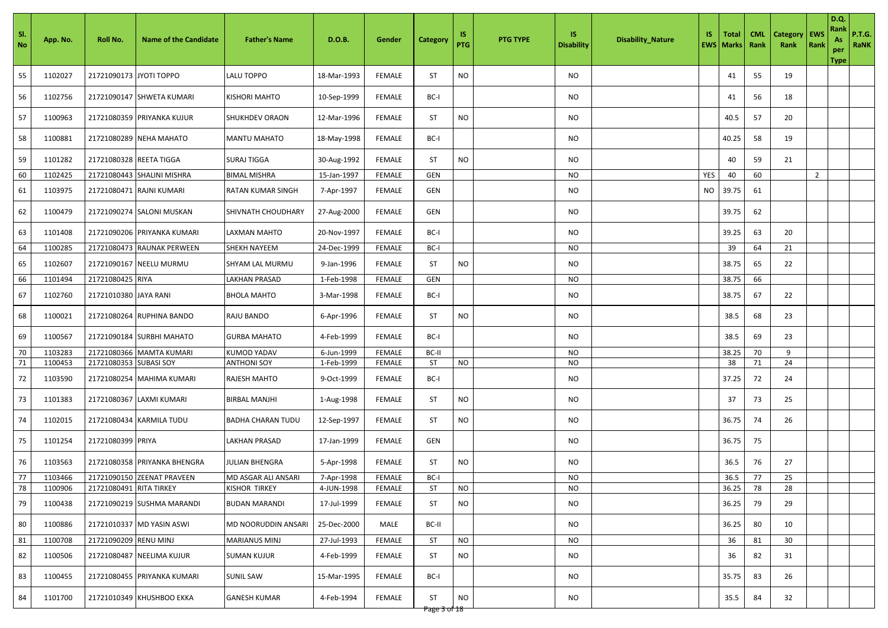| Sl. No | App. No. | Roll No. | Name of the Candidate | Father's Name | D.O.B. | Gender | Category | IS PTG | PTG TYPE | IS Disability | Disability_Nature | IS EWS | Total Marks | CML Rank | Category Rank | EWS Rank | D.Q. Rank As per Type | P.T.G. RaNK |
|---|---|---|---|---|---|---|---|---|---|---|---|---|---|---|---|---|---|---|
| 55 | 1102027 | 21721090173 | JYOTI TOPPO | LALU TOPPO | 18-Mar-1993 | FEMALE | ST | NO | | NO | | | 41 | 55 | 19 | | | |
| 56 | 1102756 | 21721090147 | SHWETA KUMARI | KISHORI MAHTO | 10-Sep-1999 | FEMALE | BC-I | | | NO | | | 41 | 56 | 18 | | | |
| 57 | 1100963 | 21721080359 | PRIYANKA KUJUR | SHUKHDEV ORAON | 12-Mar-1996 | FEMALE | ST | NO | | NO | | | 40.5 | 57 | 20 | | | |
| 58 | 1100881 | 21721080289 | NEHA MAHATO | MANTU MAHATO | 18-May-1998 | FEMALE | BC-I | | | NO | | | 40.25 | 58 | 19 | | | |
| 59 | 1101282 | 21721080328 | REETA TIGGA | SURAJ TIGGA | 30-Aug-1992 | FEMALE | ST | NO | | NO | | | 40 | 59 | 21 | | | |
| 60 | 1102425 | 21721080443 | SHALINI MISHRA | BIMAL MISHRA | 15-Jan-1997 | FEMALE | GEN | | | NO | | YES | 40 | 60 | | 2 | | |
| 61 | 1103975 | 21721080471 | RAJNI KUMARI | RATAN KUMAR SINGH | 7-Apr-1997 | FEMALE | GEN | | | NO | | NO | 39.75 | 61 | | | | |
| 62 | 1100479 | 21721090274 | SALONI MUSKAN | SHIVNATH CHOUDHARY | 27-Aug-2000 | FEMALE | GEN | | | NO | | | 39.75 | 62 | | | | |
| 63 | 1101408 | 21721090206 | PRIYANKA KUMARI | LAXMAN MAHTO | 20-Nov-1997 | FEMALE | BC-I | | | NO | | | 39.25 | 63 | 20 | | | |
| 64 | 1100285 | 21721080473 | RAUNAK PERWEEN | SHEKH NAYEEM | 24-Dec-1999 | FEMALE | BC-I | | | NO | | | 39 | 64 | 21 | | | |
| 65 | 1102607 | 21721090167 | NEELU MURMU | SHYAM LAL MURMU | 9-Jan-1996 | FEMALE | ST | NO | | NO | | | 38.75 | 65 | 22 | | | |
| 66 | 1101494 | 21721080425 | RIYA | LAKHAN PRASAD | 1-Feb-1998 | FEMALE | GEN | | | NO | | | 38.75 | 66 | | | | |
| 67 | 1102760 | 21721010380 | JAYA RANI | BHOLA MAHTO | 3-Mar-1998 | FEMALE | BC-I | | | NO | | | 38.75 | 67 | 22 | | | |
| 68 | 1100021 | 21721080264 | RUPHINA BANDO | RAJU BANDO | 6-Apr-1996 | FEMALE | ST | NO | | NO | | | 38.5 | 68 | 23 | | | |
| 69 | 1100567 | 21721090184 | SURBHI MAHATO | GURBA MAHATO | 4-Feb-1999 | FEMALE | BC-I | | | NO | | | 38.5 | 69 | 23 | | | |
| 70 | 1103283 | 21721080366 | MAMTA KUMARI | KUMOD YADAV | 6-Jun-1999 | FEMALE | BC-II | | | NO | | | 38.25 | 70 | 9 | | | |
| 71 | 1100453 | 21721080353 | SUBASI SOY | ANTHONI SOY | 1-Feb-1999 | FEMALE | ST | NO | | NO | | | 38 | 71 | 24 | | | |
| 72 | 1103590 | 21721080254 | MAHIMA KUMARI | RAJESH MAHTO | 9-Oct-1999 | FEMALE | BC-I | | | NO | | | 37.25 | 72 | 24 | | | |
| 73 | 1101383 | 21721080367 | LAXMI KUMARI | BIRBAL MANJHI | 1-Aug-1998 | FEMALE | ST | NO | | NO | | | 37 | 73 | 25 | | | |
| 74 | 1102015 | 21721080434 | KARMILA TUDU | BADHA CHARAN TUDU | 12-Sep-1997 | FEMALE | ST | NO | | NO | | | 36.75 | 74 | 26 | | | |
| 75 | 1101254 | 21721080399 | PRIYA | LAKHAN PRASAD | 17-Jan-1999 | FEMALE | GEN | | | NO | | | 36.75 | 75 | | | | |
| 76 | 1103563 | 21721080358 | PRIYANKA BHENGRA | JULIAN BHENGRA | 5-Apr-1998 | FEMALE | ST | NO | | NO | | | 36.5 | 76 | 27 | | | |
| 77 | 1103466 | 21721090150 | ZEENAT PRAVEEN | MD ASGAR ALI ANSARI | 7-Apr-1998 | FEMALE | BC-I | | | NO | | | 36.5 | 77 | 25 | | | |
| 78 | 1100906 | 21721080491 | RITA TIRKEY | KISHOR TIRKEY | 4-JUN-1998 | FEMALE | ST | NO | | NO | | | 36.25 | 78 | 28 | | | |
| 79 | 1100438 | 21721090219 | SUSHMA MARANDI | BUDAN MARANDI | 17-Jul-1999 | FEMALE | ST | NO | | NO | | | 36.25 | 79 | 29 | | | |
| 80 | 1100886 | 21721010337 | MD YASIN ASWI | MD NOORUDDIN ANSARI | 25-Dec-2000 | MALE | BC-II | | | NO | | | 36.25 | 80 | 10 | | | |
| 81 | 1100708 | 21721090209 | RENU MINJ | MARIANUS MINJ | 27-Jul-1993 | FEMALE | ST | NO | | NO | | | 36 | 81 | 30 | | | |
| 82 | 1100506 | 21721080487 | NEELIMA KUJUR | SUMAN KUJUR | 4-Feb-1999 | FEMALE | ST | NO | | NO | | | 36 | 82 | 31 | | | |
| 83 | 1100455 | 21721080455 | PRIYANKA KUMARI | SUNIL SAW | 15-Mar-1995 | FEMALE | BC-I | | | NO | | | 35.75 | 83 | 26 | | | |
| 84 | 1101700 | 21721010349 | KHUSHBOO EKKA | GANESH KUMAR | 4-Feb-1994 | FEMALE | ST | NO | | NO | | | 35.5 | 84 | 32 | | | |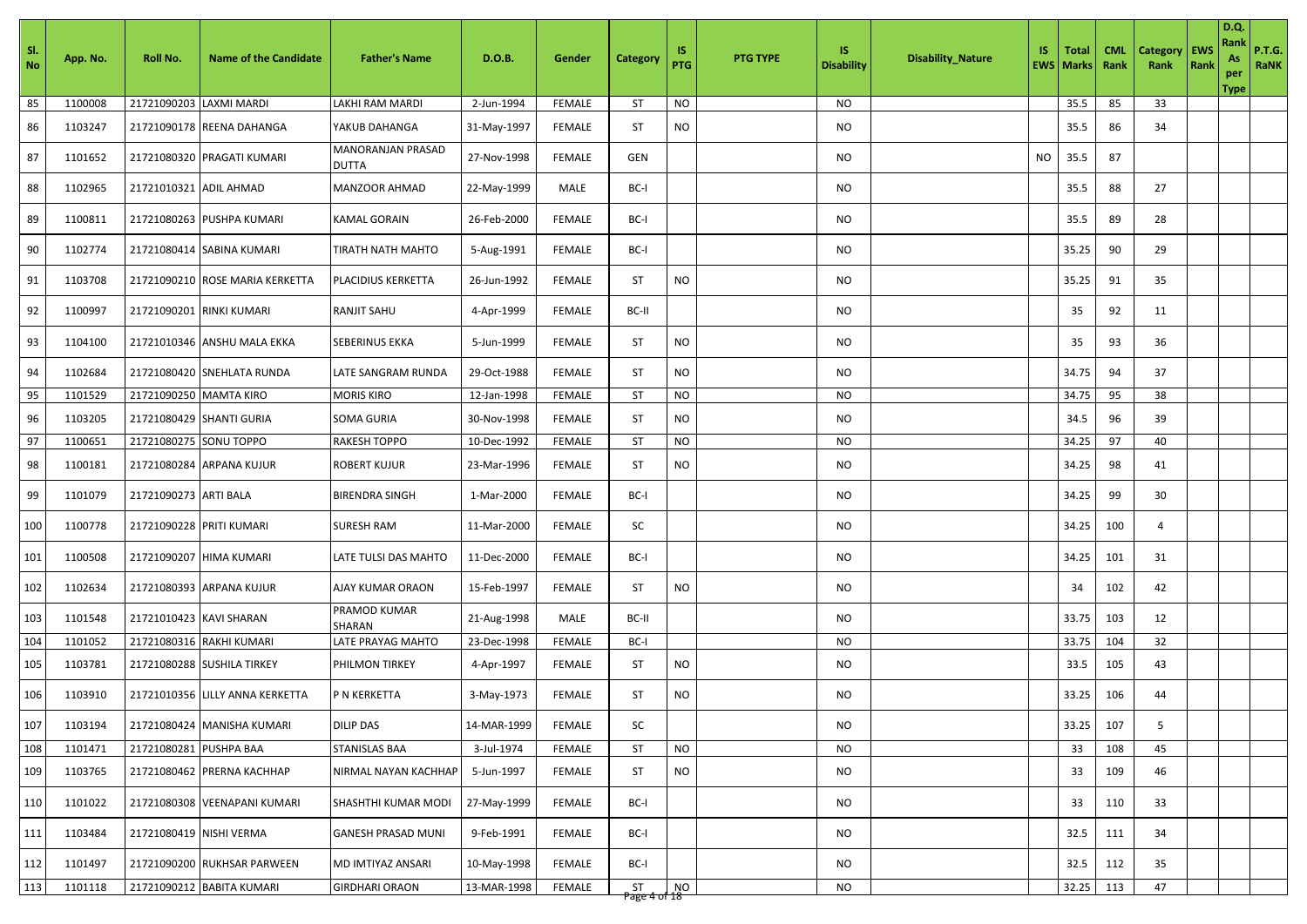| Sl. No | App. No. | Roll No. | Name of the Candidate | Father's Name | D.O.B. | Gender | Category | IS PTG | PTG TYPE | IS Disability | Disability_Nature | IS EWS | Total Marks | CML Rank | Category Rank | EWS Rank | D.Q. Rank As per Type | P.T.G. RaNK |
|---|---|---|---|---|---|---|---|---|---|---|---|---|---|---|---|---|---|---|
| 85 | 1100008 | 21721090203 | LAXMI MARDI | LAKHI RAM MARDI | 2-Jun-1994 | FEMALE | ST | NO | | NO | | | 35.5 | 85 | 33 | | | |
| 86 | 1103247 | 21721090178 | REENA DAHANGA | YAKUB DAHANGA | 31-May-1997 | FEMALE | ST | NO | | NO | | | 35.5 | 86 | 34 | | | |
| 87 | 1101652 | 21721080320 | PRAGATI KUMARI | MANORANJAN PRASAD DUTTA | 27-Nov-1998 | FEMALE | GEN | | | NO | | NO | 35.5 | 87 | | | | |
| 88 | 1102965 | 21721010321 | ADIL AHMAD | MANZOOR AHMAD | 22-May-1999 | MALE | BC-I | | | NO | | | 35.5 | 88 | 27 | | | |
| 89 | 1100811 | 21721080263 | PUSHPA KUMARI | KAMAL GORAIN | 26-Feb-2000 | FEMALE | BC-I | | | NO | | | 35.5 | 89 | 28 | | | |
| 90 | 1102774 | 21721080414 | SABINA KUMARI | TIRATH NATH MAHTO | 5-Aug-1991 | FEMALE | BC-I | | | NO | | | 35.25 | 90 | 29 | | | |
| 91 | 1103708 | 21721090210 | ROSE MARIA KERKETTA | PLACIDIUS KERKETTA | 26-Jun-1992 | FEMALE | ST | NO | | NO | | | 35.25 | 91 | 35 | | | |
| 92 | 1100997 | 21721090201 | RINKI KUMARI | RANJIT SAHU | 4-Apr-1999 | FEMALE | BC-II | | | NO | | | 35 | 92 | 11 | | | |
| 93 | 1104100 | 21721010346 | ANSHU MALA EKKA | SEBERINUS EKKA | 5-Jun-1999 | FEMALE | ST | NO | | NO | | | 35 | 93 | 36 | | | |
| 94 | 1102684 | 21721080420 | SNEHLATA RUNDA | LATE SANGRAM RUNDA | 29-Oct-1988 | FEMALE | ST | NO | | NO | | | 34.75 | 94 | 37 | | | |
| 95 | 1101529 | 21721090250 | MAMTA KIRO | MORIS KIRO | 12-Jan-1998 | FEMALE | ST | NO | | NO | | | 34.75 | 95 | 38 | | | |
| 96 | 1103205 | 21721080429 | SHANTI GURIA | SOMA GURIA | 30-Nov-1998 | FEMALE | ST | NO | | NO | | | 34.5 | 96 | 39 | | | |
| 97 | 1100651 | 21721080275 | SONU TOPPO | RAKESH TOPPO | 10-Dec-1992 | FEMALE | ST | NO | | NO | | | 34.25 | 97 | 40 | | | |
| 98 | 1100181 | 21721080284 | ARPANA KUJUR | ROBERT KUJUR | 23-Mar-1996 | FEMALE | ST | NO | | NO | | | 34.25 | 98 | 41 | | | |
| 99 | 1101079 | 21721090273 | ARTI BALA | BIRENDRA SINGH | 1-Mar-2000 | FEMALE | BC-I | | | NO | | | 34.25 | 99 | 30 | | | |
| 100 | 1100778 | 21721090228 | PRITI KUMARI | SURESH RAM | 11-Mar-2000 | FEMALE | SC | | | NO | | | 34.25 | 100 | 4 | | | |
| 101 | 1100508 | 21721090207 | HIMA KUMARI | LATE TULSI DAS MAHTO | 11-Dec-2000 | FEMALE | BC-I | | | NO | | | 34.25 | 101 | 31 | | | |
| 102 | 1102634 | 21721080393 | ARPANA KUJUR | AJAY KUMAR ORAON | 15-Feb-1997 | FEMALE | ST | NO | | NO | | | 34 | 102 | 42 | | | |
| 103 | 1101548 | 21721010423 | KAVI SHARAN | PRAMOD KUMAR SHARAN | 21-Aug-1998 | MALE | BC-II | | | NO | | | 33.75 | 103 | 12 | | | |
| 104 | 1101052 | 21721080316 | RAKHI KUMARI | LATE PRAYAG MAHTO | 23-Dec-1998 | FEMALE | BC-I | | | NO | | | 33.75 | 104 | 32 | | | |
| 105 | 1103781 | 21721080288 | SUSHILA TIRKEY | PHILMON TIRKEY | 4-Apr-1997 | FEMALE | ST | NO | | NO | | | 33.5 | 105 | 43 | | | |
| 106 | 1103910 | 21721010356 | LILLY ANNA KERKETTA | P N KERKETTA | 3-May-1973 | FEMALE | ST | NO | | NO | | | 33.25 | 106 | 44 | | | |
| 107 | 1103194 | 21721080424 | MANISHA KUMARI | DILIP DAS | 14-MAR-1999 | FEMALE | SC | | | NO | | | 33.25 | 107 | 5 | | | |
| 108 | 1101471 | 21721080281 | PUSHPA BAA | STANISLAS BAA | 3-Jul-1974 | FEMALE | ST | NO | | NO | | | 33 | 108 | 45 | | | |
| 109 | 1103765 | 21721080462 | PRERNA KACHHAP | NIRMAL NAYAN KACHHAP | 5-Jun-1997 | FEMALE | ST | NO | | NO | | | 33 | 109 | 46 | | | |
| 110 | 1101022 | 21721080308 | VEENAPANI KUMARI | SHASHTHI KUMAR MODI | 27-May-1999 | FEMALE | BC-I | | | NO | | | 33 | 110 | 33 | | | |
| 111 | 1103484 | 21721080419 | NISHI VERMA | GANESH PRASAD MUNI | 9-Feb-1991 | FEMALE | BC-I | | | NO | | | 32.5 | 111 | 34 | | | |
| 112 | 1101497 | 21721090200 | RUKHSAR PARWEEN | MD IMTIYAZ ANSARI | 10-May-1998 | FEMALE | BC-I | | | NO | | | 32.5 | 112 | 35 | | | |
| 113 | 1101118 | 21721090212 | BABITA KUMARI | GIRDHARI ORAON | 13-MAR-1998 | FEMALE | ST | NO | | NO | | | 32.25 | 113 | 47 | | | |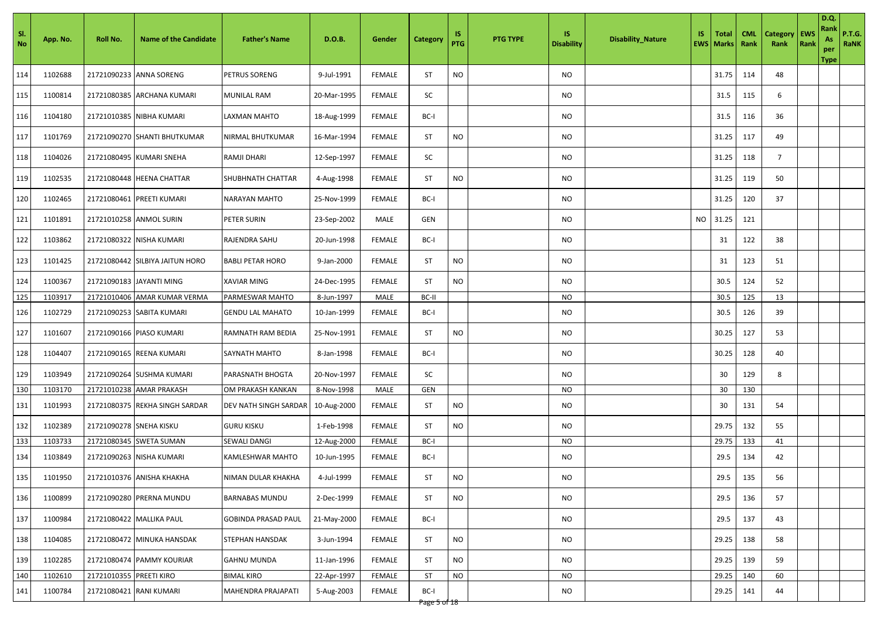| Sl. No | App. No. | Roll No. | Name of the Candidate | Father's Name | D.O.B. | Gender | Category | IS PTG | PTG TYPE | IS Disability | Disability_Nature | IS EWS | Total Marks | CML Rank | Category Rank | EWS Rank | D.Q. Rank As per Type | P.T.G. RaNK |
|---|---|---|---|---|---|---|---|---|---|---|---|---|---|---|---|---|---|---|
| 114 | 1102688 | 21721090233 | ANNA SORENG | PETRUS SORENG | 9-Jul-1991 | FEMALE | ST | NO | | NO | | | 31.75 | 114 | 48 | | | |
| 115 | 1100814 | 21721080385 | ARCHANA KUMARI | MUNILAL RAM | 20-Mar-1995 | FEMALE | SC | | | NO | | | 31.5 | 115 | 6 | | | |
| 116 | 1104180 | 21721010385 | NIBHA KUMARI | LAXMAN MAHTO | 18-Aug-1999 | FEMALE | BC-I | | | NO | | | 31.5 | 116 | 36 | | | |
| 117 | 1101769 | 21721090270 | SHANTI BHUTKUMAR | NIRMAL BHUTKUMAR | 16-Mar-1994 | FEMALE | ST | NO | | NO | | | 31.25 | 117 | 49 | | | |
| 118 | 1104026 | 21721080495 | KUMARI SNEHA | RAMJI DHARI | 12-Sep-1997 | FEMALE | SC | | | NO | | | 31.25 | 118 | 7 | | | |
| 119 | 1102535 | 21721080448 | HEENA CHATTAR | SHUBHNATH CHATTAR | 4-Aug-1998 | FEMALE | ST | NO | | NO | | | 31.25 | 119 | 50 | | | |
| 120 | 1102465 | 21721080461 | PREETI KUMARI | NARAYAN MAHTO | 25-Nov-1999 | FEMALE | BC-I | | | NO | | | 31.25 | 120 | 37 | | | |
| 121 | 1101891 | 21721010258 | ANMOL SURIN | PETER SURIN | 23-Sep-2002 | MALE | GEN | | | NO | | NO | 31.25 | 121 | | | | |
| 122 | 1103862 | 21721080322 | NISHA KUMARI | RAJENDRA SAHU | 20-Jun-1998 | FEMALE | BC-I | | | NO | | | 31 | 122 | 38 | | | |
| 123 | 1101425 | 21721080442 | SILBIYA JAITUN HORO | BABLI PETAR HORO | 9-Jan-2000 | FEMALE | ST | NO | | NO | | | 31 | 123 | 51 | | | |
| 124 | 1100367 | 21721090183 | JAYANTI MING | XAVIAR MING | 24-Dec-1995 | FEMALE | ST | NO | | NO | | | 30.5 | 124 | 52 | | | |
| 125 | 1103917 | 21721010406 | AMAR KUMAR VERMA | PARMESWAR MAHTO | 8-Jun-1997 | MALE | BC-II | | | NO | | | 30.5 | 125 | 13 | | | |
| 126 | 1102729 | 21721090253 | SABITA KUMARI | GENDU LAL MAHATO | 10-Jan-1999 | FEMALE | BC-I | | | NO | | | 30.5 | 126 | 39 | | | |
| 127 | 1101607 | 21721090166 | PIASO KUMARI | RAMNATH RAM BEDIA | 25-Nov-1991 | FEMALE | ST | NO | | NO | | | 30.25 | 127 | 53 | | | |
| 128 | 1104407 | 21721090165 | REENA KUMARI | SAYNATH MAHTO | 8-Jan-1998 | FEMALE | BC-I | | | NO | | | 30.25 | 128 | 40 | | | |
| 129 | 1103949 | 21721090264 | SUSHMA KUMARI | PARASNATH BHOGTA | 20-Nov-1997 | FEMALE | SC | | | NO | | | 30 | 129 | 8 | | | |
| 130 | 1103170 | 21721010238 | AMAR PRAKASH | OM PRAKASH KANKAN | 8-Nov-1998 | MALE | GEN | | | NO | | | 30 | 130 | | | | |
| 131 | 1101993 | 21721080375 | REKHA SINGH SARDAR | DEV NATH SINGH SARDAR | 10-Aug-2000 | FEMALE | ST | NO | | NO | | | 30 | 131 | 54 | | | |
| 132 | 1102389 | 21721090278 | SNEHA KISKU | GURU KISKU | 1-Feb-1998 | FEMALE | ST | NO | | NO | | | 29.75 | 132 | 55 | | | |
| 133 | 1103733 | 21721080345 | SWETA SUMAN | SEWALI DANGI | 12-Aug-2000 | FEMALE | BC-I | | | NO | | | 29.75 | 133 | 41 | | | |
| 134 | 1103849 | 21721090263 | NISHA KUMARI | KAMLESHWAR MAHTO | 10-Jun-1995 | FEMALE | BC-I | | | NO | | | 29.5 | 134 | 42 | | | |
| 135 | 1101950 | 21721010376 | ANISHA KHAKHA | NIMAN DULAR KHAKHA | 4-Jul-1999 | FEMALE | ST | NO | | NO | | | 29.5 | 135 | 56 | | | |
| 136 | 1100899 | 21721090280 | PRERNA MUNDU | BARNABAS MUNDU | 2-Dec-1999 | FEMALE | ST | NO | | NO | | | 29.5 | 136 | 57 | | | |
| 137 | 1100984 | 21721080422 | MALLIKA PAUL | GOBINDA PRASAD PAUL | 21-May-2000 | FEMALE | BC-I | | | NO | | | 29.5 | 137 | 43 | | | |
| 138 | 1104085 | 21721080472 | MINUKA HANSDAK | STEPHAN HANSDAK | 3-Jun-1994 | FEMALE | ST | NO | | NO | | | 29.25 | 138 | 58 | | | |
| 139 | 1102285 | 21721080474 | PAMMY KOURIAR | GAHNU MUNDA | 11-Jan-1996 | FEMALE | ST | NO | | NO | | | 29.25 | 139 | 59 | | | |
| 140 | 1102610 | 21721010355 | PREETI KIRO | BIMAL KIRO | 22-Apr-1997 | FEMALE | ST | NO | | NO | | | 29.25 | 140 | 60 | | | |
| 141 | 1100784 | 21721080421 | RANI KUMARI | MAHENDRA PRAJAPATI | 5-Aug-2003 | FEMALE | BC-I | | | NO | | | 29.25 | 141 | 44 | | | |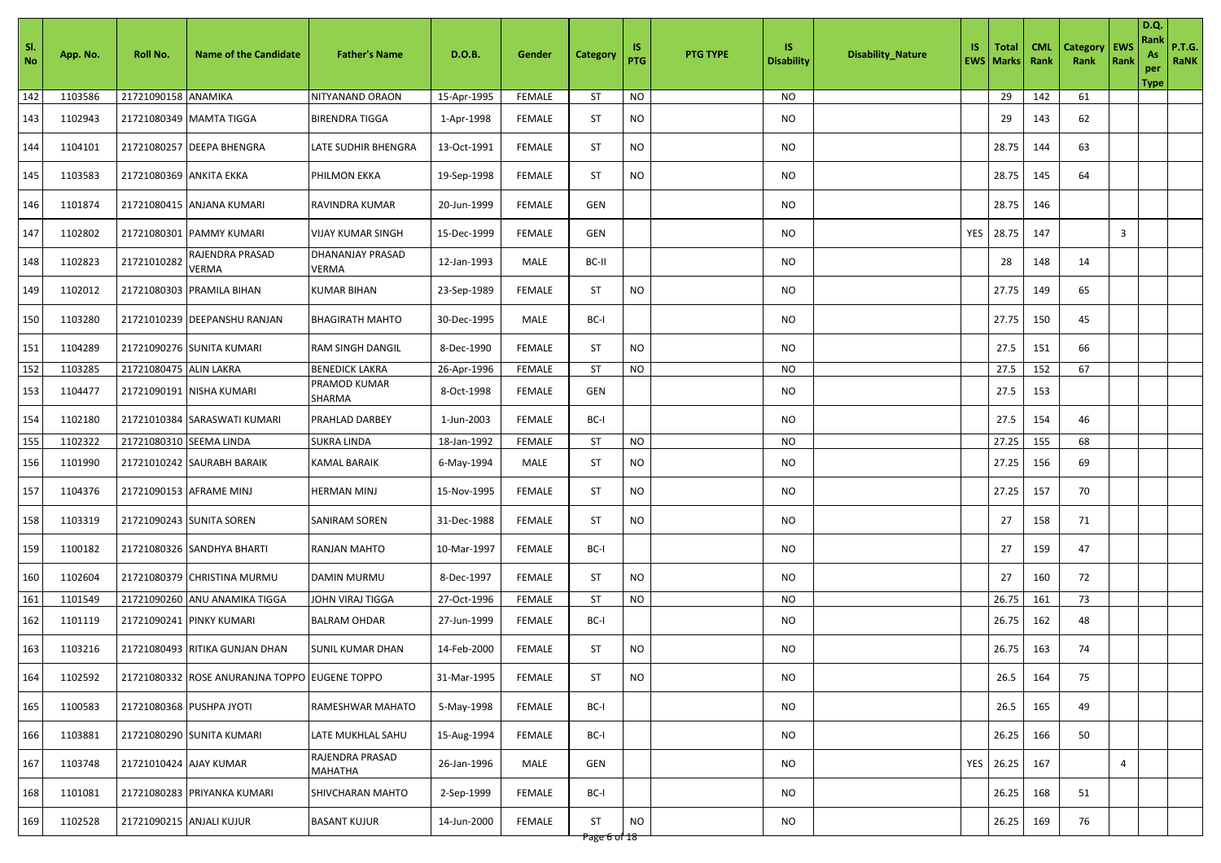| Sl. No | App. No. | Roll No. | Name of the Candidate | Father's Name | D.O.B. | Gender | Category | IS PTG | PTG TYPE | IS Disability | Disability_Nature | IS EWS | Total Marks | CML Rank | Category Rank | EWS Rank | D.Q. Rank As per Type | P.T.G. RaNK |
|---|---|---|---|---|---|---|---|---|---|---|---|---|---|---|---|---|---|---|
| 142 | 1103586 | 21721090158 | ANAMIKA | NITYANAND ORAON | 15-Apr-1995 | FEMALE | ST | NO | | NO | | | 29 | 142 | 61 | | | |
| 143 | 1102943 | 21721080349 | MAMTA TIGGA | BIRENDRA TIGGA | 1-Apr-1998 | FEMALE | ST | NO | | NO | | | 29 | 143 | 62 | | | |
| 144 | 1104101 | 21721080257 | DEEPA BHENGRA | LATE SUDHIR BHENGRA | 13-Oct-1991 | FEMALE | ST | NO | | NO | | | 28.75 | 144 | 63 | | | |
| 145 | 1103583 | 21721080369 | ANKITA EKKA | PHILMON EKKA | 19-Sep-1998 | FEMALE | ST | NO | | NO | | | 28.75 | 145 | 64 | | | |
| 146 | 1101874 | 21721080415 | ANJANA KUMARI | RAVINDRA KUMAR | 20-Jun-1999 | FEMALE | GEN | | | NO | | | 28.75 | 146 | | | | |
| 147 | 1102802 | 21721080301 | PAMMY KUMARI | VIJAY KUMAR SINGH | 15-Dec-1999 | FEMALE | GEN | | | NO | | YES | 28.75 | 147 | | 3 | | |
| 148 | 1102823 | 21721010282 | RAJENDRA PRASAD VERMA | DHANANJAY PRASAD VERMA | 12-Jan-1993 | MALE | BC-II | | | NO | | | 28 | 148 | 14 | | | |
| 149 | 1102012 | 21721080303 | PRAMILA BIHAN | KUMAR BIHAN | 23-Sep-1989 | FEMALE | ST | NO | | NO | | | 27.75 | 149 | 65 | | | |
| 150 | 1103280 | 21721010239 | DEEPANSHU RANJAN | BHAGIRATH MAHTO | 30-Dec-1995 | MALE | BC-I | | | NO | | | 27.75 | 150 | 45 | | | |
| 151 | 1104289 | 21721090276 | SUNITA KUMARI | RAM SINGH DANGIL | 8-Dec-1990 | FEMALE | ST | NO | | NO | | | 27.5 | 151 | 66 | | | |
| 152 | 1103285 | 21721080475 | ALIN LAKRA | BENEDICK LAKRA | 26-Apr-1996 | FEMALE | ST | NO | | NO | | | 27.5 | 152 | 67 | | | |
| 153 | 1104477 | 21721090191 | NISHA KUMARI | PRAMOD KUMAR SHARMA | 8-Oct-1998 | FEMALE | GEN | | | NO | | | 27.5 | 153 | | | | |
| 154 | 1102180 | 21721010384 | SARASWATI KUMARI | PRAHLAD DARBEY | 1-Jun-2003 | FEMALE | BC-I | | | NO | | | 27.5 | 154 | 46 | | | |
| 155 | 1102322 | 21721080310 | SEEMA LINDA | SUKRA LINDA | 18-Jan-1992 | FEMALE | ST | NO | | NO | | | 27.25 | 155 | 68 | | | |
| 156 | 1101990 | 21721010242 | SAURABH BARAIK | KAMAL BARAIK | 6-May-1994 | MALE | ST | NO | | NO | | | 27.25 | 156 | 69 | | | |
| 157 | 1104376 | 21721090153 | AFRAME MINJ | HERMAN MINJ | 15-Nov-1995 | FEMALE | ST | NO | | NO | | | 27.25 | 157 | 70 | | | |
| 158 | 1103319 | 21721090243 | SUNITA SOREN | SANIRAM SOREN | 31-Dec-1988 | FEMALE | ST | NO | | NO | | | 27 | 158 | 71 | | | |
| 159 | 1100182 | 21721080326 | SANDHYA BHARTI | RANJAN MAHTO | 10-Mar-1997 | FEMALE | BC-I | | | NO | | | 27 | 159 | 47 | | | |
| 160 | 1102604 | 21721080379 | CHRISTINA MURMU | DAMIN MURMU | 8-Dec-1997 | FEMALE | ST | NO | | NO | | | 27 | 160 | 72 | | | |
| 161 | 1101549 | 21721090260 | ANU ANAMIKA TIGGA | JOHN VIRAJ TIGGA | 27-Oct-1996 | FEMALE | ST | NO | | NO | | | 26.75 | 161 | 73 | | | |
| 162 | 1101119 | 21721090241 | PINKY KUMARI | BALRAM OHDAR | 27-Jun-1999 | FEMALE | BC-I | | | NO | | | 26.75 | 162 | 48 | | | |
| 163 | 1103216 | 21721080493 | RITIKA GUNJAN DHAN | SUNIL KUMAR DHAN | 14-Feb-2000 | FEMALE | ST | NO | | NO | | | 26.75 | 163 | 74 | | | |
| 164 | 1102592 | 21721080332 | ROSE ANURANJNA TOPPO | EUGENE TOPPO | 31-Mar-1995 | FEMALE | ST | NO | | NO | | | 26.5 | 164 | 75 | | | |
| 165 | 1100583 | 21721080368 | PUSHPA JYOTI | RAMESHWAR MAHATO | 5-May-1998 | FEMALE | BC-I | | | NO | | | 26.5 | 165 | 49 | | | |
| 166 | 1103881 | 21721080290 | SUNITA KUMARI | LATE MUKHLAL SAHU | 15-Aug-1994 | FEMALE | BC-I | | | NO | | | 26.25 | 166 | 50 | | | |
| 167 | 1103748 | 21721010424 | AJAY KUMAR | RAJENDRA PRASAD MAHATHA | 26-Jan-1996 | MALE | GEN | | | NO | | YES | 26.25 | 167 | | 4 | | |
| 168 | 1101081 | 21721080283 | PRIYANKA KUMARI | SHIVCHARAN MAHTO | 2-Sep-1999 | FEMALE | BC-I | | | NO | | | 26.25 | 168 | 51 | | | |
| 169 | 1102528 | 21721090215 | ANJALI KUJUR | BASANT KUJUR | 14-Jun-2000 | FEMALE | ST | NO | | NO | | | 26.25 | 169 | 76 | | | |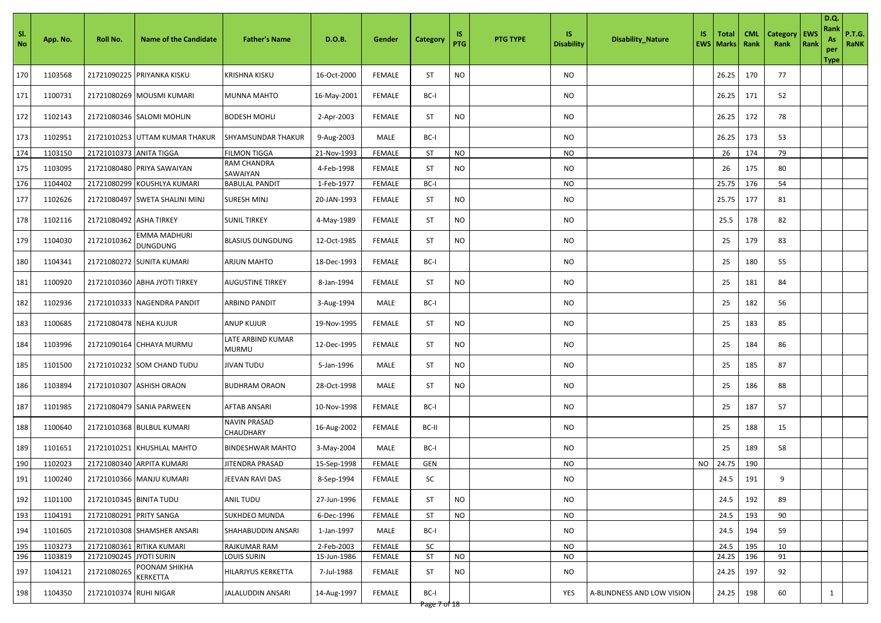| Sl. No | App. No. | Roll No. | Name of the Candidate | Father's Name | D.O.B. | Gender | Category | IS PTG | PTG TYPE | IS Disability | Disability_Nature | IS EWS | Total Marks | CML Rank | Category Rank | EWS Rank | D.Q. Rank As per Type | P.T.G. RaNK |
|---|---|---|---|---|---|---|---|---|---|---|---|---|---|---|---|---|---|---|
| 170 | 1103568 | 21721090225 | PRIYANKA KISKU | KRISHNA KISKU | 16-Oct-2000 | FEMALE | ST | NO | | NO | | | 26.25 | 170 | 77 | | | |
| 171 | 1100731 | 21721080269 | MOUSMI KUMARI | MUNNA MAHTO | 16-May-2001 | FEMALE | BC-I | | | NO | | | 26.25 | 171 | 52 | | | |
| 172 | 1102143 | 21721080346 | SALOMI MOHLIN | BODESH MOHLI | 2-Apr-2003 | FEMALE | ST | NO | | NO | | | 26.25 | 172 | 78 | | | |
| 173 | 1102951 | 21721010253 | UTTAM KUMAR THAKUR | SHYAMSUNDAR THAKUR | 9-Aug-2003 | MALE | BC-I | | | NO | | | 26.25 | 173 | 53 | | | |
| 174 | 1103150 | 21721010373 | ANITA TIGGA | FILMON TIGGA | 21-Nov-1993 | FEMALE | ST | NO | | NO | | | 26 | 174 | 79 | | | |
| 175 | 1103095 | 21721080480 | PRIYA SAWAIYAN | RAM CHANDRA SAWAIYAN | 4-Feb-1998 | FEMALE | ST | NO | | NO | | | 26 | 175 | 80 | | | |
| 176 | 1104402 | 21721080299 | KOUSHLYA KUMARI | BABULAL PANDIT | 1-Feb-1977 | FEMALE | BC-I | | | NO | | | 25.75 | 176 | 54 | | | |
| 177 | 1102626 | 21721080497 | SWETA SHALINI MINJ | SURESH MINJ | 20-JAN-1993 | FEMALE | ST | NO | | NO | | | 25.75 | 177 | 81 | | | |
| 178 | 1102116 | 21721080492 | ASHA TIRKEY | SUNIL TIRKEY | 4-May-1989 | FEMALE | ST | NO | | NO | | | 25.5 | 178 | 82 | | | |
| 179 | 1104030 | 21721010362 | EMMA MADHURI DUNGDUNG | BLASIUS DUNGDUNG | 12-Oct-1985 | FEMALE | ST | NO | | NO | | | 25 | 179 | 83 | | | |
| 180 | 1104341 | 21721080272 | SUNITA KUMARI | ARJUN MAHTO | 18-Dec-1993 | FEMALE | BC-I | | | NO | | | 25 | 180 | 55 | | | |
| 181 | 1100920 | 21721010360 | ABHA JYOTI TIRKEY | AUGUSTINE TIRKEY | 8-Jan-1994 | FEMALE | ST | NO | | NO | | | 25 | 181 | 84 | | | |
| 182 | 1102936 | 21721010333 | NAGENDRA PANDIT | ARBIND PANDIT | 3-Aug-1994 | MALE | BC-I | | | NO | | | 25 | 182 | 56 | | | |
| 183 | 1100685 | 21721080478 | NEHA KUJUR | ANUP KUJUR | 19-Nov-1995 | FEMALE | ST | NO | | NO | | | 25 | 183 | 85 | | | |
| 184 | 1103996 | 21721090164 | CHHAYA MURMU | LATE ARBIND KUMAR MURMU | 12-Dec-1995 | FEMALE | ST | NO | | NO | | | 25 | 184 | 86 | | | |
| 185 | 1101500 | 21721010232 | SOM CHAND TUDU | JIVAN TUDU | 5-Jan-1996 | MALE | ST | NO | | NO | | | 25 | 185 | 87 | | | |
| 186 | 1103894 | 21721010307 | ASHISH ORAON | BUDHRAM ORAON | 28-Oct-1998 | MALE | ST | NO | | NO | | | 25 | 186 | 88 | | | |
| 187 | 1101985 | 21721080479 | SANIA PARWEEN | AFTAB ANSARI | 10-Nov-1998 | FEMALE | BC-I | | | NO | | | 25 | 187 | 57 | | | |
| 188 | 1100640 | 21721010368 | BULBUL KUMARI | NAVIN PRASAD CHAUDHARY | 16-Aug-2002 | FEMALE | BC-II | | | NO | | | 25 | 188 | 15 | | | |
| 189 | 1101651 | 21721010251 | KHUSHLAL MAHTO | BINDESHWAR MAHTO | 3-May-2004 | MALE | BC-I | | | NO | | | 25 | 189 | 58 | | | |
| 190 | 1102023 | 21721080340 | ARPITA KUMARI | JITENDRA PRASAD | 15-Sep-1998 | FEMALE | GEN | | | NO | | NO | 24.75 | 190 | | | | |
| 191 | 1100240 | 21721010366 | MANJU KUMARI | JEEVAN RAVI DAS | 8-Sep-1994 | FEMALE | SC | | | NO | | | 24.5 | 191 | 9 | | | |
| 192 | 1101100 | 21721010345 | BINITA TUDU | ANIL TUDU | 27-Jun-1996 | FEMALE | ST | NO | | NO | | | 24.5 | 192 | 89 | | | |
| 193 | 1104191 | 21721080291 | PRITY SANGA | SUKHDEO MUNDA | 6-Dec-1996 | FEMALE | ST | NO | | NO | | | 24.5 | 193 | 90 | | | |
| 194 | 1101605 | 21721010308 | SHAMSHER ANSARI | SHAHABUDDIN ANSARI | 1-Jan-1997 | MALE | BC-I | | | NO | | | 24.5 | 194 | 59 | | | |
| 195 | 1103273 | 21721080361 | RITIKA KUMARI | RAJKUMAR RAM | 2-Feb-2003 | FEMALE | SC | | | NO | | | 24.5 | 195 | 10 | | | |
| 196 | 1103819 | 21721090245 | JYOTI SURIN | LOUIS SURIN | 15-Jun-1986 | FEMALE | ST | NO | | NO | | | 24.25 | 196 | 91 | | | |
| 197 | 1104121 | 21721080265 | POONAM SHIKHA KERKETTA | HILARJYUS KERKETTA | 7-Jul-1988 | FEMALE | ST | NO | | NO | | | 24.25 | 197 | 92 | | | |
| 198 | 1104350 | 21721010374 | RUHI NIGAR | JALALUDDIN ANSARI | 14-Aug-1997 | FEMALE | BC-I | | | YES | A-BLINDNESS AND LOW VISION | | 24.25 | 198 | 60 | | 1 | |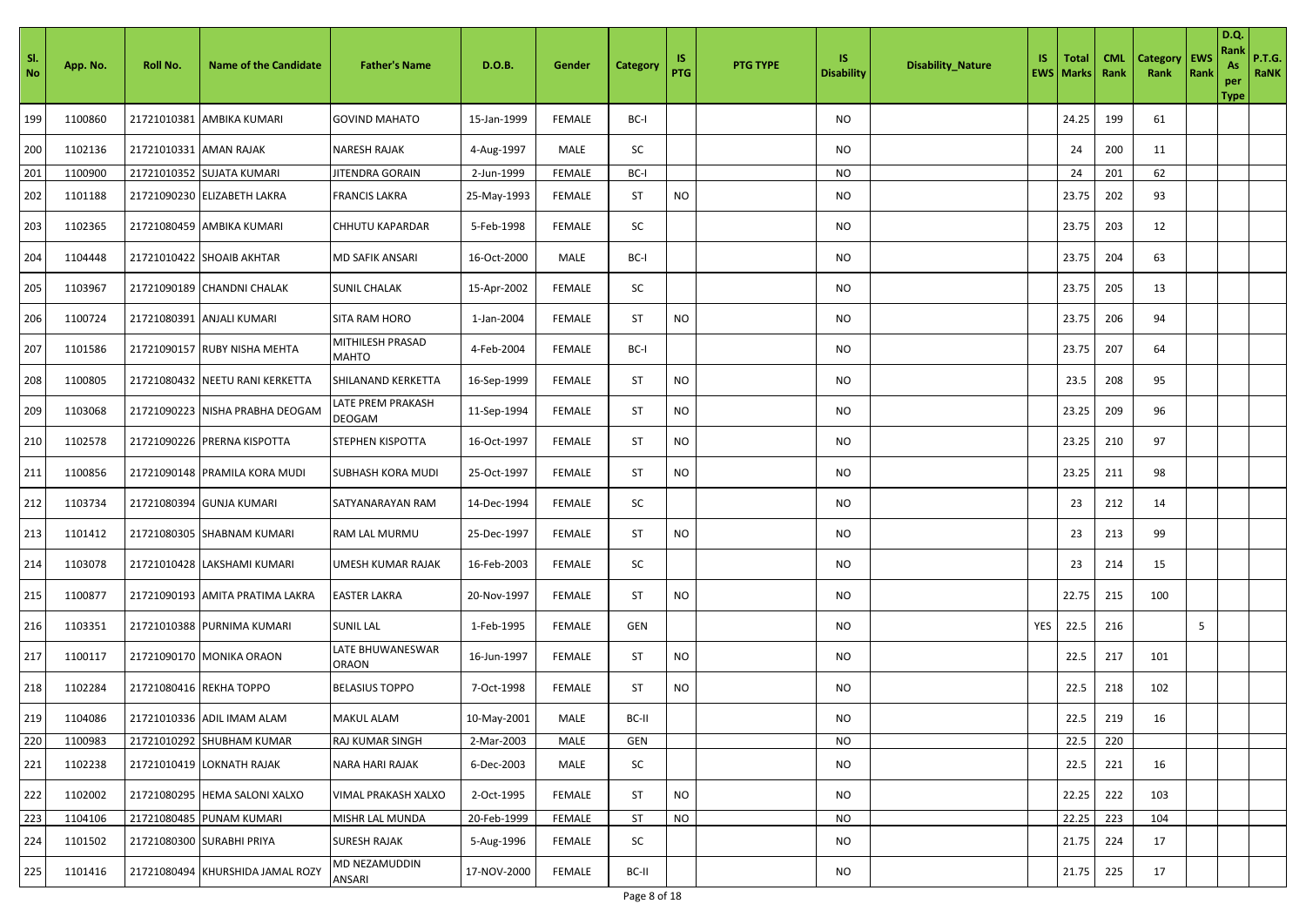| Sl. No | App. No. | Roll No. | Name of the Candidate | Father's Name | D.O.B. | Gender | Category | IS PTG | PTG TYPE | IS Disability | Disability_Nature | IS EWS | Total Marks | CML Rank | Category Rank | EWS Rank | D.Q. Rank As per Type | P.T.G. RaNK |
|---|---|---|---|---|---|---|---|---|---|---|---|---|---|---|---|---|---|---|
| 199 | 1100860 | 21721010381 | AMBIKA KUMARI | GOVIND MAHATO | 15-Jan-1999 | FEMALE | BC-I | | | NO | | | 24.25 | 199 | 61 | | | |
| 200 | 1102136 | 21721010331 | AMAN RAJAK | NARESH RAJAK | 4-Aug-1997 | MALE | SC | | | NO | | | 24 | 200 | 11 | | | |
| 201 | 1100900 | 21721010352 | SUJATA KUMARI | JITENDRA GORAIN | 2-Jun-1999 | FEMALE | BC-I | | | NO | | | 24 | 201 | 62 | | | |
| 202 | 1101188 | 21721090230 | ELIZABETH LAKRA | FRANCIS LAKRA | 25-May-1993 | FEMALE | ST | NO | | NO | | | 23.75 | 202 | 93 | | | |
| 203 | 1102365 | 21721080459 | AMBIKA KUMARI | CHHUTU KAPARDAR | 5-Feb-1998 | FEMALE | SC | | | NO | | | 23.75 | 203 | 12 | | | |
| 204 | 1104448 | 21721010422 | SHOAIB AKHTAR | MD SAFIK ANSARI | 16-Oct-2000 | MALE | BC-I | | | NO | | | 23.75 | 204 | 63 | | | |
| 205 | 1103967 | 21721090189 | CHANDNI CHALAK | SUNIL CHALAK | 15-Apr-2002 | FEMALE | SC | | | NO | | | 23.75 | 205 | 13 | | | |
| 206 | 1100724 | 21721080391 | ANJALI KUMARI | SITA RAM HORO | 1-Jan-2004 | FEMALE | ST | NO | | NO | | | 23.75 | 206 | 94 | | | |
| 207 | 1101586 | 21721090157 | RUBY NISHA MEHTA | MITHILESH PRASAD MAHTO | 4-Feb-2004 | FEMALE | BC-I | | | NO | | | 23.75 | 207 | 64 | | | |
| 208 | 1100805 | 21721080432 | NEETU RANI KERKETTA | SHILANAND KERKETTA | 16-Sep-1999 | FEMALE | ST | NO | | NO | | | 23.5 | 208 | 95 | | | |
| 209 | 1103068 | 21721090223 | NISHA PRABHA DEOGAM | LATE PREM PRAKASH DEOGAM | 11-Sep-1994 | FEMALE | ST | NO | | NO | | | 23.25 | 209 | 96 | | | |
| 210 | 1102578 | 21721090226 | PRERNA KISPOTTA | STEPHEN KISPOTTA | 16-Oct-1997 | FEMALE | ST | NO | | NO | | | 23.25 | 210 | 97 | | | |
| 211 | 1100856 | 21721090148 | PRAMILA KORA MUDI | SUBHASH KORA MUDI | 25-Oct-1997 | FEMALE | ST | NO | | NO | | | 23.25 | 211 | 98 | | | |
| 212 | 1103734 | 21721080394 | GUNJA KUMARI | SATYANARAYAN RAM | 14-Dec-1994 | FEMALE | SC | | | NO | | | 23 | 212 | 14 | | | |
| 213 | 1101412 | 21721080305 | SHABNAM KUMARI | RAM LAL MURMU | 25-Dec-1997 | FEMALE | ST | NO | | NO | | | 23 | 213 | 99 | | | |
| 214 | 1103078 | 21721010428 | LAKSHAMI KUMARI | UMESH KUMAR RAJAK | 16-Feb-2003 | FEMALE | SC | | | NO | | | 23 | 214 | 15 | | | |
| 215 | 1100877 | 21721090193 | AMITA PRATIMA LAKRA | EASTER LAKRA | 20-Nov-1997 | FEMALE | ST | NO | | NO | | | 22.75 | 215 | 100 | | | |
| 216 | 1103351 | 21721010388 | PURNIMA KUMARI | SUNIL LAL | 1-Feb-1995 | FEMALE | GEN | | | NO | | YES | 22.5 | 216 | | 5 | | |
| 217 | 1100117 | 21721090170 | MONIKA ORAON | LATE BHUWANESWAR ORAON | 16-Jun-1997 | FEMALE | ST | NO | | NO | | | 22.5 | 217 | 101 | | | |
| 218 | 1102284 | 21721080416 | REKHA TOPPO | BELASIUS TOPPO | 7-Oct-1998 | FEMALE | ST | NO | | NO | | | 22.5 | 218 | 102 | | | |
| 219 | 1104086 | 21721010336 | ADIL IMAM ALAM | MAKUL ALAM | 10-May-2001 | MALE | BC-II | | | NO | | | 22.5 | 219 | 16 | | | |
| 220 | 1100983 | 21721010292 | SHUBHAM KUMAR | RAJ KUMAR SINGH | 2-Mar-2003 | MALE | GEN | | | NO | | | 22.5 | 220 | | | | |
| 221 | 1102238 | 21721010419 | LOKNATH RAJAK | NARA HARI RAJAK | 6-Dec-2003 | MALE | SC | | | NO | | | 22.5 | 221 | 16 | | | |
| 222 | 1102002 | 21721080295 | HEMA SALONI XALXO | VIMAL PRAKASH XALXO | 2-Oct-1995 | FEMALE | ST | NO | | NO | | | 22.25 | 222 | 103 | | | |
| 223 | 1104106 | 21721080485 | PUNAM KUMARI | MISHR LAL MUNDA | 20-Feb-1999 | FEMALE | ST | NO | | NO | | | 22.25 | 223 | 104 | | | |
| 224 | 1101502 | 21721080300 | SURABHI PRIYA | SURESH RAJAK | 5-Aug-1996 | FEMALE | SC | | | NO | | | 21.75 | 224 | 17 | | | |
| 225 | 1101416 | 21721080494 | KHURSHIDA JAMAL ROZY | MD NEZAMUDDIN ANSARI | 17-NOV-2000 | FEMALE | BC-II | | | NO | | | 21.75 | 225 | 17 | | | |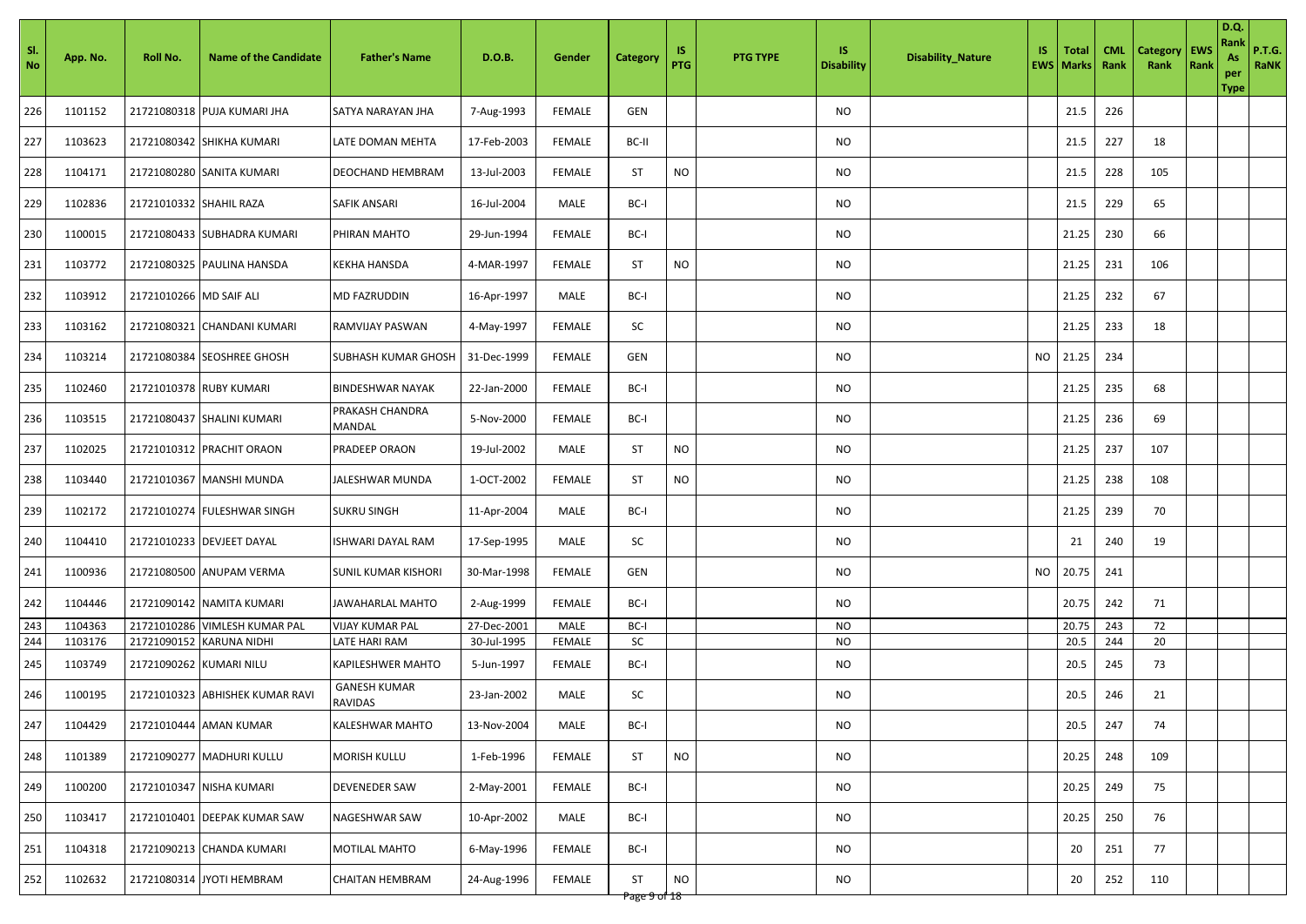| Sl. No | App. No. | Roll No. | Name of the Candidate | Father's Name | D.O.B. | Gender | Category | IS PTG | PTG TYPE | IS Disability | Disability_Nature | IS EWS | Total Marks | CML Rank | Category Rank | EWS Rank | D.Q. Rank As per Type | P.T.G. RaNK |
|---|---|---|---|---|---|---|---|---|---|---|---|---|---|---|---|---|---|---|
| 226 | 1101152 | 21721080318 | PUJA KUMARI JHA | SATYA NARAYAN JHA | 7-Aug-1993 | FEMALE | GEN | | | NO | | | 21.5 | 226 | | | | |
| 227 | 1103623 | 21721080342 | SHIKHA KUMARI | LATE DOMAN MEHTA | 17-Feb-2003 | FEMALE | BC-II | | | NO | | | 21.5 | 227 | 18 | | | |
| 228 | 1104171 | 21721080280 | SANITA KUMARI | DEOCHAND HEMBRAM | 13-Jul-2003 | FEMALE | ST | NO | | NO | | | 21.5 | 228 | 105 | | | |
| 229 | 1102836 | 21721010332 | SHAHIL RAZA | SAFIK ANSARI | 16-Jul-2004 | MALE | BC-I | | | NO | | | 21.5 | 229 | 65 | | | |
| 230 | 1100015 | 21721080433 | SUBHADRA KUMARI | PHIRAN MAHTO | 29-Jun-1994 | FEMALE | BC-I | | | NO | | | 21.25 | 230 | 66 | | | |
| 231 | 1103772 | 21721080325 | PAULINA HANSDA | KEKHA HANSDA | 4-MAR-1997 | FEMALE | ST | NO | | NO | | | 21.25 | 231 | 106 | | | |
| 232 | 1103912 | 21721010266 | MD SAIF ALI | MD FAZRUDDIN | 16-Apr-1997 | MALE | BC-I | | | NO | | | 21.25 | 232 | 67 | | | |
| 233 | 1103162 | 21721080321 | CHANDANI KUMARI | RAMVIJAY PASWAN | 4-May-1997 | FEMALE | SC | | | NO | | | 21.25 | 233 | 18 | | | |
| 234 | 1103214 | 21721080384 | SEOSHREE GHOSH | SUBHASH KUMAR GHOSH | 31-Dec-1999 | FEMALE | GEN | | | NO | | NO | 21.25 | 234 | | | | |
| 235 | 1102460 | 21721010378 | RUBY KUMARI | BINDESHWAR NAYAK | 22-Jan-2000 | FEMALE | BC-I | | | NO | | | 21.25 | 235 | 68 | | | |
| 236 | 1103515 | 21721080437 | SHALINI KUMARI | PRAKASH CHANDRA MANDAL | 5-Nov-2000 | FEMALE | BC-I | | | NO | | | 21.25 | 236 | 69 | | | |
| 237 | 1102025 | 21721010312 | PRACHIT ORAON | PRADEEP ORAON | 19-Jul-2002 | MALE | ST | NO | | NO | | | 21.25 | 237 | 107 | | | |
| 238 | 1103440 | 21721010367 | MANSHI MUNDA | JALESHWAR MUNDA | 1-OCT-2002 | FEMALE | ST | NO | | NO | | | 21.25 | 238 | 108 | | | |
| 239 | 1102172 | 21721010274 | FULESHWAR SINGH | SUKRU SINGH | 11-Apr-2004 | MALE | BC-I | | | NO | | | 21.25 | 239 | 70 | | | |
| 240 | 1104410 | 21721010233 | DEVJEET DAYAL | ISHWARI DAYAL RAM | 17-Sep-1995 | MALE | SC | | | NO | | | 21 | 240 | 19 | | | |
| 241 | 1100936 | 21721080500 | ANUPAM VERMA | SUNIL KUMAR KISHORI | 30-Mar-1998 | FEMALE | GEN | | | NO | | NO | 20.75 | 241 | | | | |
| 242 | 1104446 | 21721090142 | NAMITA KUMARI | JAWAHARLAL MAHTO | 2-Aug-1999 | FEMALE | BC-I | | | NO | | | 20.75 | 242 | 71 | | | |
| 243 | 1104363 | 21721010286 | VIMLESH KUMAR PAL | VIJAY KUMAR PAL | 27-Dec-2001 | MALE | BC-I | | | NO | | | 20.75 | 243 | 72 | | | |
| 244 | 1103176 | 21721090152 | KARUNA NIDHI | LATE HARI RAM | 30-Jul-1995 | FEMALE | SC | | | NO | | | 20.5 | 244 | 20 | | | |
| 245 | 1103749 | 21721090262 | KUMARI NILU | KAPILESHWER MAHTO | 5-Jun-1997 | FEMALE | BC-I | | | NO | | | 20.5 | 245 | 73 | | | |
| 246 | 1100195 | 21721010323 | ABHISHEK KUMAR RAVI | GANESH KUMAR RAVIDAS | 23-Jan-2002 | MALE | SC | | | NO | | | 20.5 | 246 | 21 | | | |
| 247 | 1104429 | 21721010444 | AMAN KUMAR | KALESHWAR MAHTO | 13-Nov-2004 | MALE | BC-I | | | NO | | | 20.5 | 247 | 74 | | | |
| 248 | 1101389 | 21721090277 | MADHURI KULLU | MORISH KULLU | 1-Feb-1996 | FEMALE | ST | NO | | NO | | | 20.25 | 248 | 109 | | | |
| 249 | 1100200 | 21721010347 | NISHA KUMARI | DEVENEDER SAW | 2-May-2001 | FEMALE | BC-I | | | NO | | | 20.25 | 249 | 75 | | | |
| 250 | 1103417 | 21721010401 | DEEPAK KUMAR SAW | NAGESHWAR SAW | 10-Apr-2002 | MALE | BC-I | | | NO | | | 20.25 | 250 | 76 | | | |
| 251 | 1104318 | 21721090213 | CHANDA KUMARI | MOTILAL MAHTO | 6-May-1996 | FEMALE | BC-I | | | NO | | | 20 | 251 | 77 | | | |
| 252 | 1102632 | 21721080314 | JYOTI HEMBRAM | CHAITAN HEMBRAM | 24-Aug-1996 | FEMALE | ST | NO | | NO | | | 20 | 252 | 110 | | | |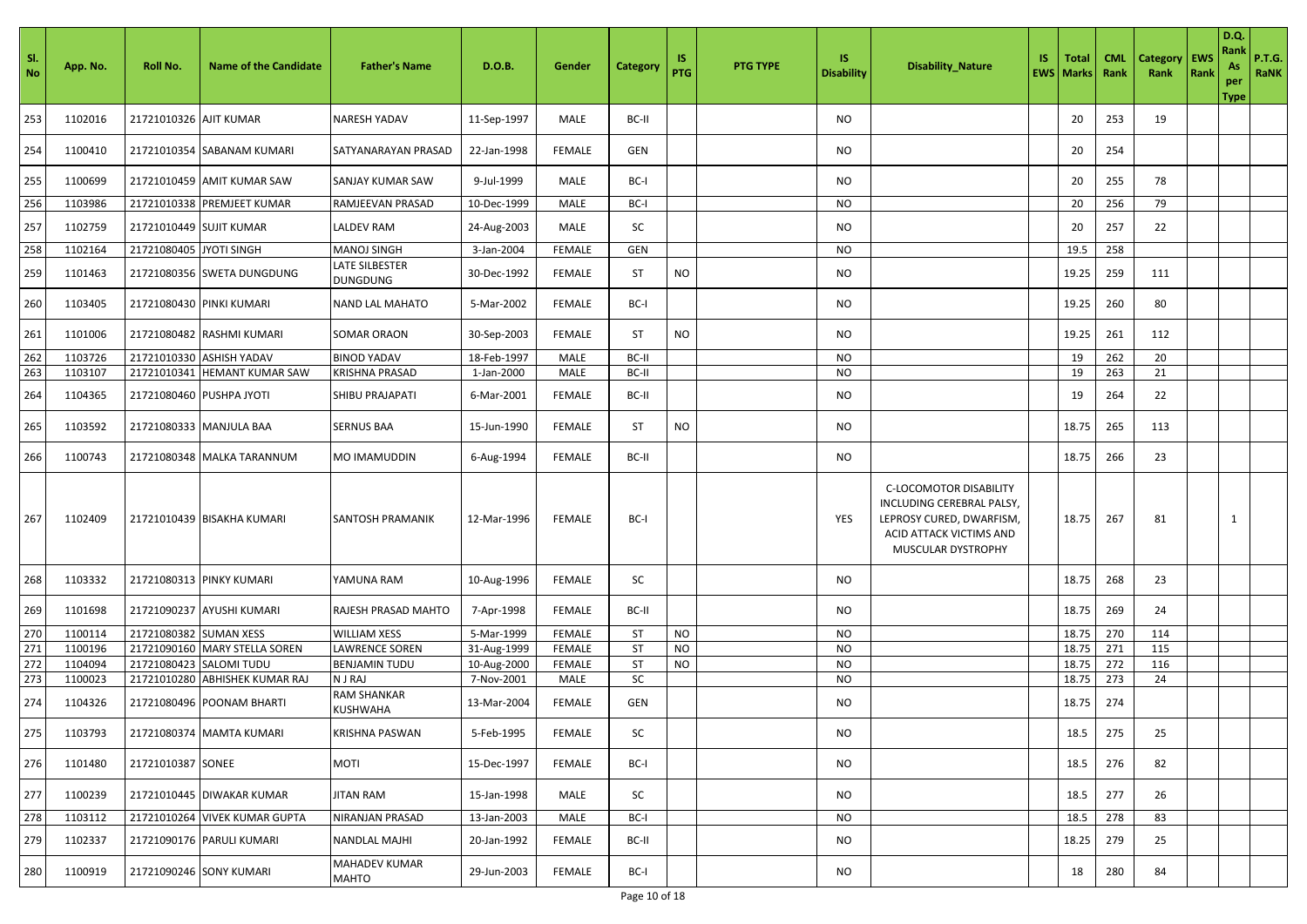| Sl. No | App. No. | Roll No. | Name of the Candidate | Father's Name | D.O.B. | Gender | Category | IS PTG | PTG TYPE | IS Disability | Disability_Nature | IS EWS | Total Marks | CML Rank | Category Rank | EWS Rank | D.Q. Rank As per Type | P.T.G. RaNK |
|---|---|---|---|---|---|---|---|---|---|---|---|---|---|---|---|---|---|---|
| 253 | 1102016 | 21721010326 | AJIT KUMAR | NARESH YADAV | 11-Sep-1997 | MALE | BC-II | | | NO | | | 20 | 253 | 19 | | | |
| 254 | 1100410 | 21721010354 | SABANAM KUMARI | SATYANARAYAN PRASAD | 22-Jan-1998 | FEMALE | GEN | | | NO | | | 20 | 254 | | | | |
| 255 | 1100699 | 21721010459 | AMIT KUMAR SAW | SANJAY KUMAR SAW | 9-Jul-1999 | MALE | BC-I | | | NO | | | 20 | 255 | 78 | | | |
| 256 | 1103986 | 21721010338 | PREMJEET KUMAR | RAMJEEVAN PRASAD | 10-Dec-1999 | MALE | BC-I | | | NO | | | 20 | 256 | 79 | | | |
| 257 | 1102759 | 21721010449 | SUJIT KUMAR | LALDEV RAM | 24-Aug-2003 | MALE | SC | | | NO | | | 20 | 257 | 22 | | | |
| 258 | 1102164 | 21721080405 | JYOTI SINGH | MANOJ SINGH | 3-Jan-2004 | FEMALE | GEN | | | NO | | | 19.5 | 258 | | | | |
| 259 | 1101463 | 21721080356 | SWETA DUNGDUNG | LATE SILBESTER DUNGDUNG | 30-Dec-1992 | FEMALE | ST | NO | | NO | | | 19.25 | 259 | 111 | | | |
| 260 | 1103405 | 21721080430 | PINKI KUMARI | NAND LAL MAHATO | 5-Mar-2002 | FEMALE | BC-I | | | NO | | | 19.25 | 260 | 80 | | | |
| 261 | 1101006 | 21721080482 | RASHMI KUMARI | SOMAR ORAON | 30-Sep-2003 | FEMALE | ST | NO | | NO | | | 19.25 | 261 | 112 | | | |
| 262 | 1103726 | 21721010330 | ASHISH YADAV | BINOD YADAV | 18-Feb-1997 | MALE | BC-II | | | NO | | | 19 | 262 | 20 | | | |
| 263 | 1103107 | 21721010341 | HEMANT KUMAR SAW | KRISHNA PRASAD | 1-Jan-2000 | MALE | BC-II | | | NO | | | 19 | 263 | 21 | | | |
| 264 | 1104365 | 21721080460 | PUSHPA JYOTI | SHIBU PRAJAPATI | 6-Mar-2001 | FEMALE | BC-II | | | NO | | | 19 | 264 | 22 | | | |
| 265 | 1103592 | 21721080333 | MANJULA BAA | SERNUS BAA | 15-Jun-1990 | FEMALE | ST | NO | | NO | | | 18.75 | 265 | 113 | | | |
| 266 | 1100743 | 21721080348 | MALKA TARANNUM | MO IMAMUDDIN | 6-Aug-1994 | FEMALE | BC-II | | | NO | | | 18.75 | 266 | 23 | | | |
| 267 | 1102409 | 21721010439 | BISAKHA KUMARI | SANTOSH PRAMANIK | 12-Mar-1996 | FEMALE | BC-I | | | YES | C-LOCOMOTOR DISABILITY INCLUDING CEREBRAL PALSY, LEPROSY CURED, DWARFISM, ACID ATTACK VICTIMS AND MUSCULAR DYSTROPHY | | 18.75 | 267 | 81 | | 1 | |
| 268 | 1103332 | 21721080313 | PINKY KUMARI | YAMUNA RAM | 10-Aug-1996 | FEMALE | SC | | | NO | | | 18.75 | 268 | 23 | | | |
| 269 | 1101698 | 21721090237 | AYUSHI KUMARI | RAJESH PRASAD MAHTO | 7-Apr-1998 | FEMALE | BC-II | | | NO | | | 18.75 | 269 | 24 | | | |
| 270 | 1100114 | 21721080382 | SUMAN XESS | WILLIAM XESS | 5-Mar-1999 | FEMALE | ST | NO | | NO | | | 18.75 | 270 | 114 | | | |
| 271 | 1100196 | 21721090160 | MARY STELLA SOREN | LAWRENCE SOREN | 31-Aug-1999 | FEMALE | ST | NO | | NO | | | 18.75 | 271 | 115 | | | |
| 272 | 1104094 | 21721080423 | SALOMI TUDU | BENJAMIN TUDU | 10-Aug-2000 | FEMALE | ST | NO | | NO | | | 18.75 | 272 | 116 | | | |
| 273 | 1100023 | 21721010280 | ABHISHEK KUMAR RAJ | N J RAJ | 7-Nov-2001 | MALE | SC | | | NO | | | 18.75 | 273 | 24 | | | |
| 274 | 1104326 | 21721080496 | POONAM BHARTI | RAM SHANKAR KUSHWAHA | 13-Mar-2004 | FEMALE | GEN | | | NO | | | 18.75 | 274 | | | | |
| 275 | 1103793 | 21721080374 | MAMTA KUMARI | KRISHNA PASWAN | 5-Feb-1995 | FEMALE | SC | | | NO | | | 18.5 | 275 | 25 | | | |
| 276 | 1101480 | 21721010387 | SONEE | MOTI | 15-Dec-1997 | FEMALE | BC-I | | | NO | | | 18.5 | 276 | 82 | | | |
| 277 | 1100239 | 21721010445 | DIWAKAR KUMAR | JITAN RAM | 15-Jan-1998 | MALE | SC | | | NO | | | 18.5 | 277 | 26 | | | |
| 278 | 1103112 | 21721010264 | VIVEK KUMAR GUPTA | NIRANJAN PRASAD | 13-Jan-2003 | MALE | BC-I | | | NO | | | 18.5 | 278 | 83 | | | |
| 279 | 1102337 | 21721090176 | PARULI KUMARI | NANDLAL MAJHI | 20-Jan-1992 | FEMALE | BC-II | | | NO | | | 18.25 | 279 | 25 | | | |
| 280 | 1100919 | 21721090246 | SONY KUMARI | MAHADEV KUMAR MAHTO | 29-Jun-2003 | FEMALE | BC-I | | | NO | | | 18 | 280 | 84 | | | |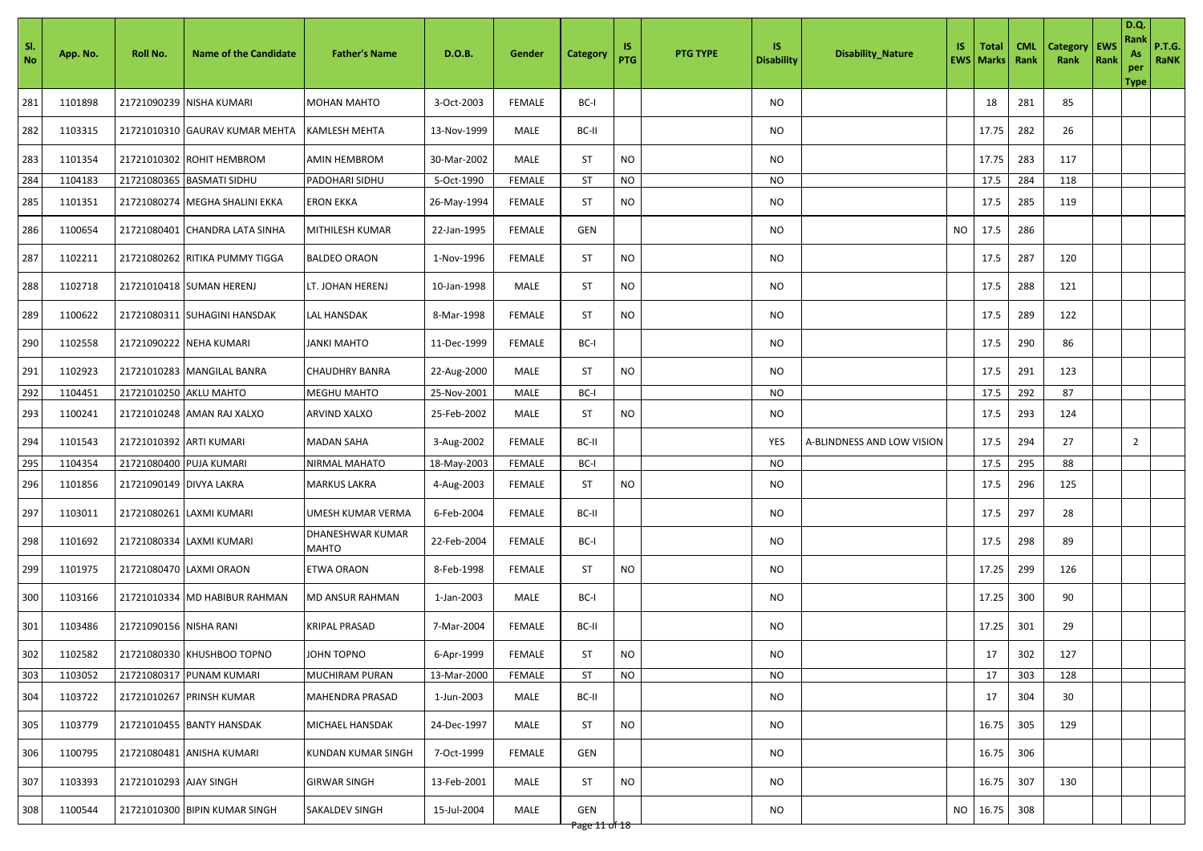| Sl. No | App. No. | Roll No. | Name of the Candidate | Father's Name | D.O.B. | Gender | Category | IS PTG | PTG TYPE | IS Disability | Disability_Nature | IS EWS | Total Marks | CML Rank | Category Rank | EWS Rank | D.Q. Rank As per Type | P.T.G. RaNK |
|---|---|---|---|---|---|---|---|---|---|---|---|---|---|---|---|---|---|---|
| 281 | 1101898 | 21721090239 | NISHA KUMARI | MOHAN MAHTO | 3-Oct-2003 | FEMALE | BC-I | | | NO | | | 18 | 281 | 85 | | | |
| 282 | 1103315 | 21721010310 | GAURAV KUMAR MEHTA | KAMLESH MEHTA | 13-Nov-1999 | MALE | BC-II | | | NO | | | 17.75 | 282 | 26 | | | |
| 283 | 1101354 | 21721010302 | ROHIT HEMBROM | AMIN HEMBROM | 30-Mar-2002 | MALE | ST | NO | | NO | | | 17.75 | 283 | 117 | | | |
| 284 | 1104183 | 21721080365 | BASMATI SIDHU | PADOHARI SIDHU | 5-Oct-1990 | FEMALE | ST | NO | | NO | | | 17.5 | 284 | 118 | | | |
| 285 | 1101351 | 21721080274 | MEGHA SHALINI EKKA | ERON EKKA | 26-May-1994 | FEMALE | ST | NO | | NO | | | 17.5 | 285 | 119 | | | |
| 286 | 1100654 | 21721080401 | CHANDRA LATA SINHA | MITHILESH KUMAR | 22-Jan-1995 | FEMALE | GEN | | | NO | | NO | 17.5 | 286 | | | | |
| 287 | 1102211 | 21721080262 | RITIKA PUMMY TIGGA | BALDEO ORAON | 1-Nov-1996 | FEMALE | ST | NO | | NO | | | 17.5 | 287 | 120 | | | |
| 288 | 1102718 | 21721010418 | SUMAN HERENJ | LT. JOHAN HERENJ | 10-Jan-1998 | MALE | ST | NO | | NO | | | 17.5 | 288 | 121 | | | |
| 289 | 1100622 | 21721080311 | SUHAGINI HANSDAK | LAL HANSDAK | 8-Mar-1998 | FEMALE | ST | NO | | NO | | | 17.5 | 289 | 122 | | | |
| 290 | 1102558 | 21721090222 | NEHA KUMARI | JANKI MAHTO | 11-Dec-1999 | FEMALE | BC-I | | | NO | | | 17.5 | 290 | 86 | | | |
| 291 | 1102923 | 21721010283 | MANGILAL BANRA | CHAUDHRY BANRA | 22-Aug-2000 | MALE | ST | NO | | NO | | | 17.5 | 291 | 123 | | | |
| 292 | 1104451 | 21721010250 | AKLU MAHTO | MEGHU MAHTO | 25-Nov-2001 | MALE | BC-I | | | NO | | | 17.5 | 292 | 87 | | | |
| 293 | 1100241 | 21721010248 | AMAN RAJ XALXO | ARVIND XALXO | 25-Feb-2002 | MALE | ST | NO | | NO | | | 17.5 | 293 | 124 | | | |
| 294 | 1101543 | 21721010392 | ARTI KUMARI | MADAN SAHA | 3-Aug-2002 | FEMALE | BC-II | | | YES | A-BLINDNESS AND LOW VISION | | 17.5 | 294 | 27 | | 2 | |
| 295 | 1104354 | 21721080400 | PUJA KUMARI | NIRMAL MAHATO | 18-May-2003 | FEMALE | BC-I | | | NO | | | 17.5 | 295 | 88 | | | |
| 296 | 1101856 | 21721090149 | DIVYA LAKRA | MARKUS LAKRA | 4-Aug-2003 | FEMALE | ST | NO | | NO | | | 17.5 | 296 | 125 | | | |
| 297 | 1103011 | 21721080261 | LAXMI KUMARI | UMESH KUMAR VERMA | 6-Feb-2004 | FEMALE | BC-II | | | NO | | | 17.5 | 297 | 28 | | | |
| 298 | 1101692 | 21721080334 | LAXMI KUMARI | DHANESHWAR KUMAR MAHTO | 22-Feb-2004 | FEMALE | BC-I | | | NO | | | 17.5 | 298 | 89 | | | |
| 299 | 1101975 | 21721080470 | LAXMI ORAON | ETWA ORAON | 8-Feb-1998 | FEMALE | ST | NO | | NO | | | 17.25 | 299 | 126 | | | |
| 300 | 1103166 | 21721010334 | MD HABIBUR RAHMAN | MD ANSUR RAHMAN | 1-Jan-2003 | MALE | BC-I | | | NO | | | 17.25 | 300 | 90 | | | |
| 301 | 1103486 | 21721090156 | NISHA RANI | KRIPAL PRASAD | 7-Mar-2004 | FEMALE | BC-II | | | NO | | | 17.25 | 301 | 29 | | | |
| 302 | 1102582 | 21721080330 | KHUSHBOO TOPNO | JOHN TOPNO | 6-Apr-1999 | FEMALE | ST | NO | | NO | | | 17 | 302 | 127 | | | |
| 303 | 1103052 | 21721080317 | PUNAM KUMARI | MUCHIRAM PURAN | 13-Mar-2000 | FEMALE | ST | NO | | NO | | | 17 | 303 | 128 | | | |
| 304 | 1103722 | 21721010267 | PRINSH KUMAR | MAHENDRA PRASAD | 1-Jun-2003 | MALE | BC-II | | | NO | | | 17 | 304 | 30 | | | |
| 305 | 1103779 | 21721010455 | BANTY HANSDAK | MICHAEL HANSDAK | 24-Dec-1997 | MALE | ST | NO | | NO | | | 16.75 | 305 | 129 | | | |
| 306 | 1100795 | 21721080481 | ANISHA KUMARI | KUNDAN KUMAR SINGH | 7-Oct-1999 | FEMALE | GEN | | | NO | | | 16.75 | 306 | | | | |
| 307 | 1103393 | 21721010293 | AJAY SINGH | GIRWAR SINGH | 13-Feb-2001 | MALE | ST | NO | | NO | | | 16.75 | 307 | 130 | | | |
| 308 | 1100544 | 21721010300 | BIPIN KUMAR SINGH | SAKALDEV SINGH | 15-Jul-2004 | MALE | GEN | | | NO | | NO | 16.75 | 308 | | | | |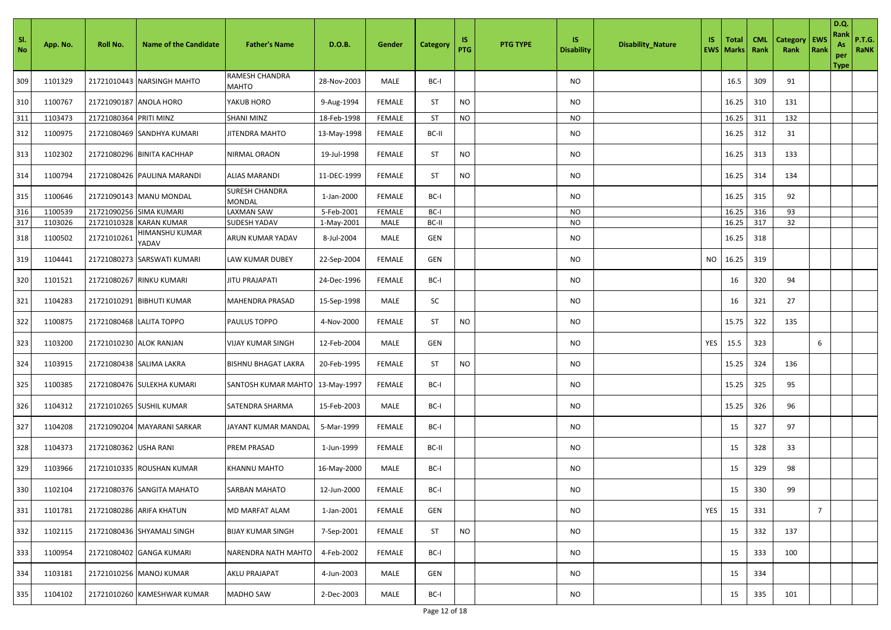| Sl. No | App. No. | Roll No. | Name of the Candidate | Father's Name | D.O.B. | Gender | Category | IS PTG | PTG TYPE | IS Disability | Disability_Nature | IS EWS | Total Marks | CML Rank | Category Rank | EWS Rank | D.Q. Rank As per Type | P.T.G. RaNK |
|---|---|---|---|---|---|---|---|---|---|---|---|---|---|---|---|---|---|---|
| 309 | 1101329 | 21721010443 | NARSINGH MAHTO | RAMESH CHANDRA MAHTO | 28-Nov-2003 | MALE | BC-I | | | NO | | | 16.5 | 309 | 91 | | | |
| 310 | 1100767 | 21721090187 | ANOLA HORO | YAKUB HORO | 9-Aug-1994 | FEMALE | ST | NO | | NO | | | 16.25 | 310 | 131 | | | |
| 311 | 1103473 | 21721080364 | PRITI MINZ | SHANI MINZ | 18-Feb-1998 | FEMALE | ST | NO | | NO | | | 16.25 | 311 | 132 | | | |
| 312 | 1100975 | 21721080469 | SANDHYA KUMARI | JITENDRA MAHTO | 13-May-1998 | FEMALE | BC-II | | | NO | | | 16.25 | 312 | 31 | | | |
| 313 | 1102302 | 21721080296 | BINITA KACHHAP | NIRMAL ORAON | 19-Jul-1998 | FEMALE | ST | NO | | NO | | | 16.25 | 313 | 133 | | | |
| 314 | 1100794 | 21721080426 | PAULINA MARANDI | ALIAS MARANDI | 11-DEC-1999 | FEMALE | ST | NO | | NO | | | 16.25 | 314 | 134 | | | |
| 315 | 1100646 | 21721090143 | MANU MONDAL | SURESH CHANDRA MONDAL | 1-Jan-2000 | FEMALE | BC-I | | | NO | | | 16.25 | 315 | 92 | | | |
| 316 | 1100539 | 21721090256 | SIMA KUMARI | LAXMAN SAW | 5-Feb-2001 | FEMALE | BC-I | | | NO | | | 16.25 | 316 | 93 | | | |
| 317 | 1103026 | 21721010328 | KARAN KUMAR | SUDESH YADAV | 1-May-2001 | MALE | BC-II | | | NO | | | 16.25 | 317 | 32 | | | |
| 318 | 1100502 | 21721010261 | HIMANSHU KUMAR YADAV | ARUN KUMAR YADAV | 8-Jul-2004 | MALE | GEN | | | NO | | | 16.25 | 318 | | | | |
| 319 | 1104441 | 21721080273 | SARSWATI KUMARI | LAW KUMAR DUBEY | 22-Sep-2004 | FEMALE | GEN | | | NO | | NO | 16.25 | 319 | | | | |
| 320 | 1101521 | 21721080267 | RINKU KUMARI | JITU PRAJAPATI | 24-Dec-1996 | FEMALE | BC-I | | | NO | | | 16 | 320 | 94 | | | |
| 321 | 1104283 | 21721010291 | BIBHUTI KUMAR | MAHENDRA PRASAD | 15-Sep-1998 | MALE | SC | | | NO | | | 16 | 321 | 27 | | | |
| 322 | 1100875 | 21721080468 | LALITA TOPPO | PAULUS TOPPO | 4-Nov-2000 | FEMALE | ST | NO | | NO | | | 15.75 | 322 | 135 | | | |
| 323 | 1103200 | 21721010230 | ALOK RANJAN | VIJAY KUMAR SINGH | 12-Feb-2004 | MALE | GEN | | | NO | | YES | 15.5 | 323 | | 6 | | |
| 324 | 1103915 | 21721080438 | SALIMA LAKRA | BISHNU BHAGAT LAKRA | 20-Feb-1995 | FEMALE | ST | NO | | NO | | | 15.25 | 324 | 136 | | | |
| 325 | 1100385 | 21721080476 | SULEKHA KUMARI | SANTOSH KUMAR MAHTO | 13-May-1997 | FEMALE | BC-I | | | NO | | | 15.25 | 325 | 95 | | | |
| 326 | 1104312 | 21721010265 | SUSHIL KUMAR | SATENDRA SHARMA | 15-Feb-2003 | MALE | BC-I | | | NO | | | 15.25 | 326 | 96 | | | |
| 327 | 1104208 | 21721090204 | MAYARANI SARKAR | JAYANT KUMAR MANDAL | 5-Mar-1999 | FEMALE | BC-I | | | NO | | | 15 | 327 | 97 | | | |
| 328 | 1104373 | 21721080362 | USHA RANI | PREM PRASAD | 1-Jun-1999 | FEMALE | BC-II | | | NO | | | 15 | 328 | 33 | | | |
| 329 | 1103966 | 21721010335 | ROUSHAN KUMAR | KHANNU MAHTO | 16-May-2000 | MALE | BC-I | | | NO | | | 15 | 329 | 98 | | | |
| 330 | 1102104 | 21721080376 | SANGITA MAHATO | SARBAN MAHATO | 12-Jun-2000 | FEMALE | BC-I | | | NO | | | 15 | 330 | 99 | | | |
| 331 | 1101781 | 21721080286 | ARIFA KHATUN | MD MARFAT ALAM | 1-Jan-2001 | FEMALE | GEN | | | NO | | YES | 15 | 331 | | 7 | | |
| 332 | 1102115 | 21721080436 | SHYAMALI SINGH | BIJAY KUMAR SINGH | 7-Sep-2001 | FEMALE | ST | NO | | NO | | | 15 | 332 | 137 | | | |
| 333 | 1100954 | 21721080402 | GANGA KUMARI | NARENDRA NATH MAHTO | 4-Feb-2002 | FEMALE | BC-I | | | NO | | | 15 | 333 | 100 | | | |
| 334 | 1103181 | 21721010256 | MANOJ KUMAR | AKLU PRAJAPAT | 4-Jun-2003 | MALE | GEN | | | NO | | | 15 | 334 | | | | |
| 335 | 1104102 | 21721010260 | KAMESHWAR KUMAR | MADHO SAW | 2-Dec-2003 | MALE | BC-I | | | NO | | | 15 | 335 | 101 | | | |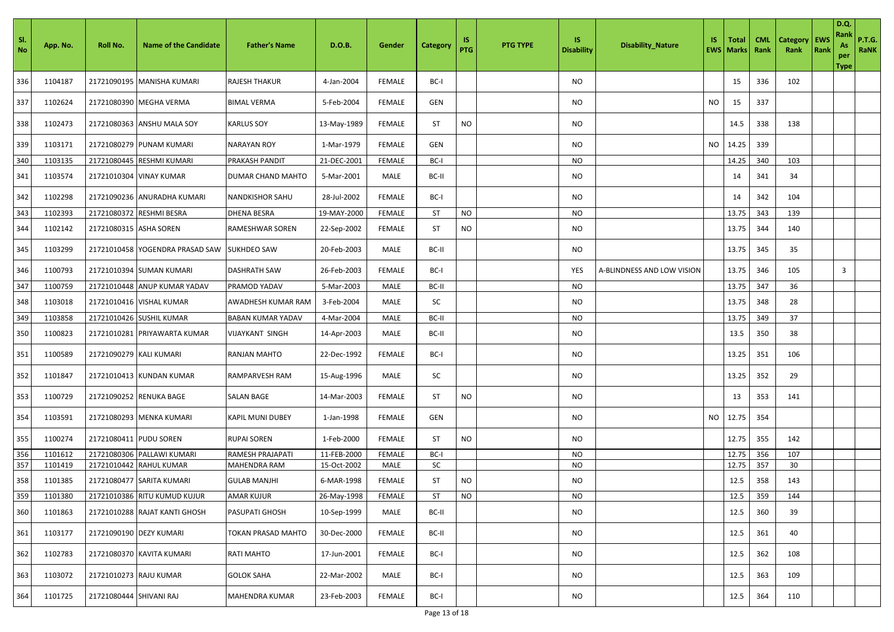| Sl. No | App. No. | Roll No. | Name of the Candidate | Father's Name | D.O.B. | Gender | Category | IS PTG | PTG TYPE | IS Disability | Disability_Nature | IS EWS | Total Marks | CML Rank | Category Rank | EWS Rank | D.Q. Rank As per Type | P.T.G. RaNK |
|---|---|---|---|---|---|---|---|---|---|---|---|---|---|---|---|---|---|---|
| 336 | 1104187 | 21721090195 | MANISHA KUMARI | RAJESH THAKUR | 4-Jan-2004 | FEMALE | BC-I | | | NO | | | 15 | 336 | 102 | | | |
| 337 | 1102624 | 21721080390 | MEGHA VERMA | BIMAL VERMA | 5-Feb-2004 | FEMALE | GEN | | | NO | | NO | 15 | 337 | | | | |
| 338 | 1102473 | 21721080363 | ANSHU MALA SOY | KARLUS SOY | 13-May-1989 | FEMALE | ST | NO | | NO | | | 14.5 | 338 | 138 | | | |
| 339 | 1103171 | 21721080279 | PUNAM KUMARI | NARAYAN ROY | 1-Mar-1979 | FEMALE | GEN | | | NO | | NO | 14.25 | 339 | | | | |
| 340 | 1103135 | 21721080445 | RESHMI KUMARI | PRAKASH PANDIT | 21-DEC-2001 | FEMALE | BC-I | | | NO | | | 14.25 | 340 | 103 | | | |
| 341 | 1103574 | 21721010304 | VINAY KUMAR | DUMAR CHAND MAHTO | 5-Mar-2001 | MALE | BC-II | | | NO | | | 14 | 341 | 34 | | | |
| 342 | 1102298 | 21721090236 | ANURADHA KUMARI | NANDKISHOR SAHU | 28-Jul-2002 | FEMALE | BC-I | | | NO | | | 14 | 342 | 104 | | | |
| 343 | 1102393 | 21721080372 | RESHMI BESRA | DHENA BESRA | 19-MAY-2000 | FEMALE | ST | NO | | NO | | | 13.75 | 343 | 139 | | | |
| 344 | 1102142 | 21721080315 | ASHA SOREN | RAMESHWAR SOREN | 22-Sep-2002 | FEMALE | ST | NO | | NO | | | 13.75 | 344 | 140 | | | |
| 345 | 1103299 | 21721010458 | YOGENDRA PRASAD SAW | SUKHDEO SAW | 20-Feb-2003 | MALE | BC-II | | | NO | | | 13.75 | 345 | 35 | | | |
| 346 | 1100793 | 21721010394 | SUMAN KUMARI | DASHRATH SAW | 26-Feb-2003 | FEMALE | BC-I | | | YES | A-BLINDNESS AND LOW VISION | | 13.75 | 346 | 105 | | 3 | |
| 347 | 1100759 | 21721010448 | ANUP KUMAR YADAV | PRAMOD YADAV | 5-Mar-2003 | MALE | BC-II | | | NO | | | 13.75 | 347 | 36 | | | |
| 348 | 1103018 | 21721010416 | VISHAL KUMAR | AWADHESH KUMAR RAM | 3-Feb-2004 | MALE | SC | | | NO | | | 13.75 | 348 | 28 | | | |
| 349 | 1103858 | 21721010426 | SUSHIL KUMAR | BABAN KUMAR YADAV | 4-Mar-2004 | MALE | BC-II | | | NO | | | 13.75 | 349 | 37 | | | |
| 350 | 1100823 | 21721010281 | PRIYAWARTA KUMAR | VIJAYKANT SINGH | 14-Apr-2003 | MALE | BC-II | | | NO | | | 13.5 | 350 | 38 | | | |
| 351 | 1100589 | 21721090279 | KALI KUMARI | RANJAN MAHTO | 22-Dec-1992 | FEMALE | BC-I | | | NO | | | 13.25 | 351 | 106 | | | |
| 352 | 1101847 | 21721010413 | KUNDAN KUMAR | RAMPARVESH RAM | 15-Aug-1996 | MALE | SC | | | NO | | | 13.25 | 352 | 29 | | | |
| 353 | 1100729 | 21721090252 | RENUKA BAGE | SALAN BAGE | 14-Mar-2003 | FEMALE | ST | NO | | NO | | | 13 | 353 | 141 | | | |
| 354 | 1103591 | 21721080293 | MENKA KUMARI | KAPIL MUNI DUBEY | 1-Jan-1998 | FEMALE | GEN | | | NO | | NO | 12.75 | 354 | | | | |
| 355 | 1100274 | 21721080411 | PUDU SOREN | RUPAI SOREN | 1-Feb-2000 | FEMALE | ST | NO | | NO | | | 12.75 | 355 | 142 | | | |
| 356 | 1101612 | 21721080306 | PALLAWI KUMARI | RAMESH PRAJAPATI | 11-FEB-2000 | FEMALE | BC-I | | | NO | | | 12.75 | 356 | 107 | | | |
| 357 | 1101419 | 21721010442 | RAHUL KUMAR | MAHENDRA RAM | 15-Oct-2002 | MALE | SC | | | NO | | | 12.75 | 357 | 30 | | | |
| 358 | 1101385 | 21721080477 | SARITA KUMARI | GULAB MANJHI | 6-MAR-1998 | FEMALE | ST | NO | | NO | | | 12.5 | 358 | 143 | | | |
| 359 | 1101380 | 21721010386 | RITU KUMUD KUJUR | AMAR KUJUR | 26-May-1998 | FEMALE | ST | NO | | NO | | | 12.5 | 359 | 144 | | | |
| 360 | 1101863 | 21721010288 | RAJAT KANTI GHOSH | PASUPATI GHOSH | 10-Sep-1999 | MALE | BC-II | | | NO | | | 12.5 | 360 | 39 | | | |
| 361 | 1103177 | 21721090190 | DEZY KUMARI | TOKAN PRASAD MAHTO | 30-Dec-2000 | FEMALE | BC-II | | | NO | | | 12.5 | 361 | 40 | | | |
| 362 | 1102783 | 21721080370 | KAVITA KUMARI | RATI MAHTO | 17-Jun-2001 | FEMALE | BC-I | | | NO | | | 12.5 | 362 | 108 | | | |
| 363 | 1103072 | 21721010273 | RAJU KUMAR | GOLOK SAHA | 22-Mar-2002 | MALE | BC-I | | | NO | | | 12.5 | 363 | 109 | | | |
| 364 | 1101725 | 21721080444 | SHIVANI RAJ | MAHENDRA KUMAR | 23-Feb-2003 | FEMALE | BC-I | | | NO | | | 12.5 | 364 | 110 | | | |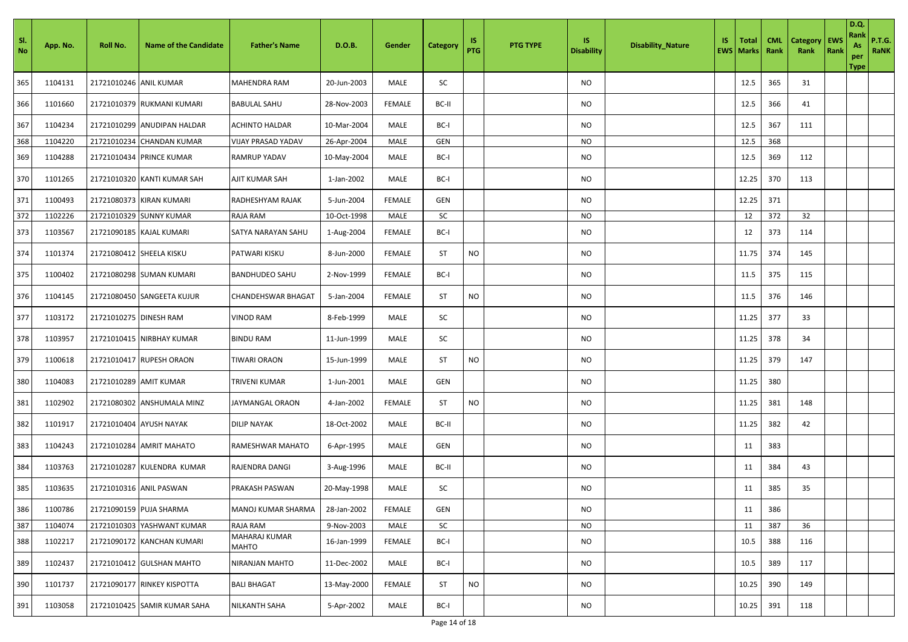| Sl. No | App. No. | Roll No. | Name of the Candidate | Father's Name | D.O.B. | Gender | Category | IS PTG | PTG TYPE | IS Disability | Disability_Nature | IS EWS | Total Marks | CML Rank | Category Rank | EWS Rank | D.Q. Rank As per Type | P.T.G. RaNK |
|---|---|---|---|---|---|---|---|---|---|---|---|---|---|---|---|---|---|---|
| 365 | 1104131 | 21721010246 | ANIL KUMAR | MAHENDRA RAM | 20-Jun-2003 | MALE | SC | | | NO | | | 12.5 | 365 | 31 | | | |
| 366 | 1101660 | 21721010379 | RUKMANI KUMARI | BABULAL SAHU | 28-Nov-2003 | FEMALE | BC-II | | | NO | | | 12.5 | 366 | 41 | | | |
| 367 | 1104234 | 21721010299 | ANUDIPAN HALDAR | ACHINTO HALDAR | 10-Mar-2004 | MALE | BC-I | | | NO | | | 12.5 | 367 | 111 | | | |
| 368 | 1104220 | 21721010234 | CHANDAN KUMAR | VIJAY PRASAD YADAV | 26-Apr-2004 | MALE | GEN | | | NO | | | 12.5 | 368 | | | | |
| 369 | 1104288 | 21721010434 | PRINCE KUMAR | RAMRUP YADAV | 10-May-2004 | MALE | BC-I | | | NO | | | 12.5 | 369 | 112 | | | |
| 370 | 1101265 | 21721010320 | KANTI KUMAR SAH | AJIT KUMAR SAH | 1-Jan-2002 | MALE | BC-I | | | NO | | | 12.25 | 370 | 113 | | | |
| 371 | 1100493 | 21721080373 | KIRAN KUMARI | RADHESHYAM RAJAK | 5-Jun-2004 | FEMALE | GEN | | | NO | | | 12.25 | 371 | | | | |
| 372 | 1102226 | 21721010329 | SUNNY KUMAR | RAJA RAM | 10-Oct-1998 | MALE | SC | | | NO | | | 12 | 372 | 32 | | | |
| 373 | 1103567 | 21721090185 | KAJAL KUMARI | SATYA NARAYAN SAHU | 1-Aug-2004 | FEMALE | BC-I | | | NO | | | 12 | 373 | 114 | | | |
| 374 | 1101374 | 21721080412 | SHEELA KISKU | PATWARI KISKU | 8-Jun-2000 | FEMALE | ST | NO | | NO | | | 11.75 | 374 | 145 | | | |
| 375 | 1100402 | 21721080298 | SUMAN KUMARI | BANDHUDEO SAHU | 2-Nov-1999 | FEMALE | BC-I | | | NO | | | 11.5 | 375 | 115 | | | |
| 376 | 1104145 | 21721080450 | SANGEETA KUJUR | CHANDEHSWAR BHAGAT | 5-Jan-2004 | FEMALE | ST | NO | | NO | | | 11.5 | 376 | 146 | | | |
| 377 | 1103172 | 21721010275 | DINESH RAM | VINOD RAM | 8-Feb-1999 | MALE | SC | | | NO | | | 11.25 | 377 | 33 | | | |
| 378 | 1103957 | 21721010415 | NIRBHAY KUMAR | BINDU RAM | 11-Jun-1999 | MALE | SC | | | NO | | | 11.25 | 378 | 34 | | | |
| 379 | 1100618 | 21721010417 | RUPESH ORAON | TIWARI ORAON | 15-Jun-1999 | MALE | ST | NO | | NO | | | 11.25 | 379 | 147 | | | |
| 380 | 1104083 | 21721010289 | AMIT KUMAR | TRIVENI KUMAR | 1-Jun-2001 | MALE | GEN | | | NO | | | 11.25 | 380 | | | | |
| 381 | 1102902 | 21721080302 | ANSHUMALA MINZ | JAYMANGAL ORAON | 4-Jan-2002 | FEMALE | ST | NO | | NO | | | 11.25 | 381 | 148 | | | |
| 382 | 1101917 | 21721010404 | AYUSH NAYAK | DILIP NAYAK | 18-Oct-2002 | MALE | BC-II | | | NO | | | 11.25 | 382 | 42 | | | |
| 383 | 1104243 | 21721010284 | AMRIT MAHATO | RAMESHWAR MAHATO | 6-Apr-1995 | MALE | GEN | | | NO | | | 11 | 383 | | | | |
| 384 | 1103763 | 21721010287 | KULENDRA KUMAR | RAJENDRA DANGI | 3-Aug-1996 | MALE | BC-II | | | NO | | | 11 | 384 | 43 | | | |
| 385 | 1103635 | 21721010316 | ANIL PASWAN | PRAKASH PASWAN | 20-May-1998 | MALE | SC | | | NO | | | 11 | 385 | 35 | | | |
| 386 | 1100786 | 21721090159 | PUJA SHARMA | MANOJ KUMAR SHARMA | 28-Jan-2002 | FEMALE | GEN | | | NO | | | 11 | 386 | | | | |
| 387 | 1104074 | 21721010303 | YASHWANT KUMAR | RAJA RAM | 9-Nov-2003 | MALE | SC | | | NO | | | 11 | 387 | 36 | | | |
| 388 | 1102217 | 21721090172 | KANCHAN KUMARI | MAHARAJ KUMAR MAHTO | 16-Jan-1999 | FEMALE | BC-I | | | NO | | | 10.5 | 388 | 116 | | | |
| 389 | 1102437 | 21721010412 | GULSHAN MAHTO | NIRANJAN MAHTO | 11-Dec-2002 | MALE | BC-I | | | NO | | | 10.5 | 389 | 117 | | | |
| 390 | 1101737 | 21721090177 | RINKEY KISPOTTA | BALI BHAGAT | 13-May-2000 | FEMALE | ST | NO | | NO | | | 10.25 | 390 | 149 | | | |
| 391 | 1103058 | 21721010425 | SAMIR KUMAR SAHA | NILKANTH SAHA | 5-Apr-2002 | MALE | BC-I | | | NO | | | 10.25 | 391 | 118 | | | |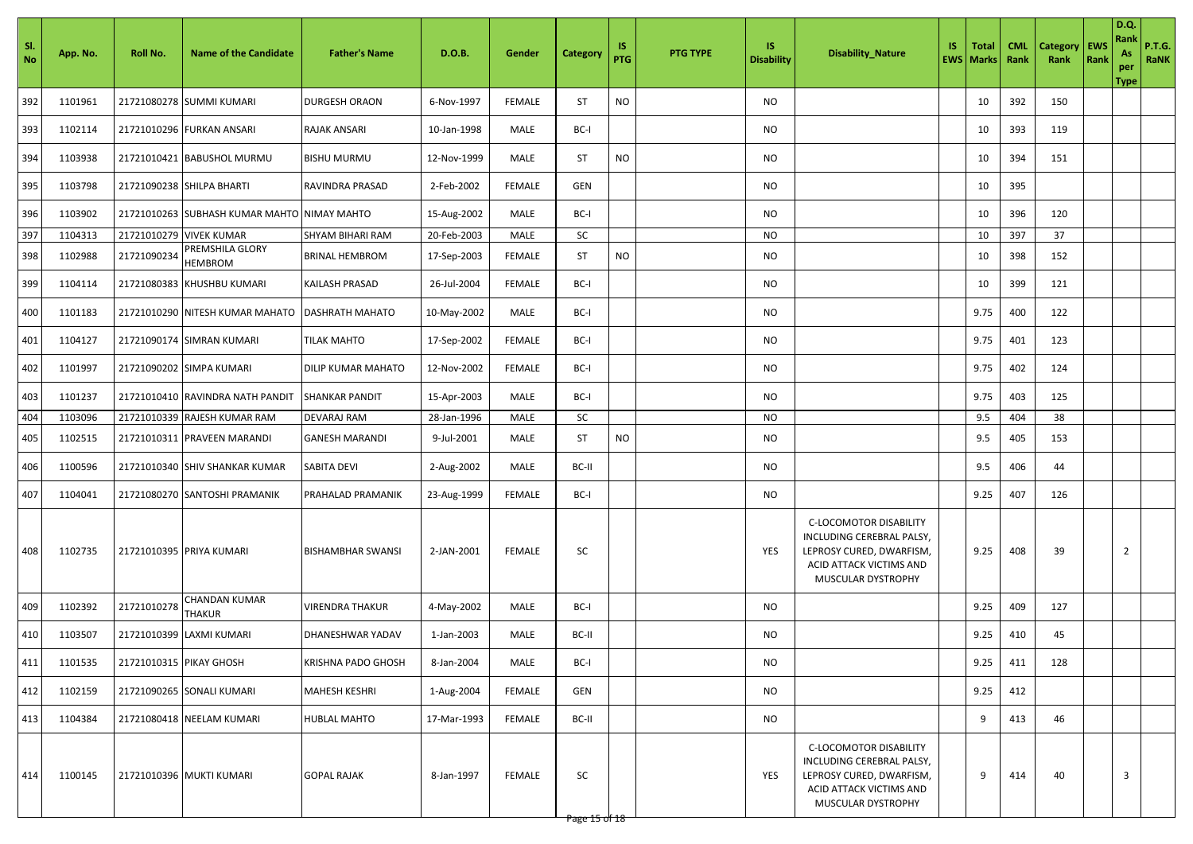| Sl. No | App. No. | Roll No. | Name of the Candidate | Father's Name | D.O.B. | Gender | Category | IS PTG | PTG TYPE | IS Disability | Disability_Nature | IS EWS | Total Marks | CML Rank | Category Rank | EWS Rank | D.Q. Rank As per Type | P.T.G. RaNK |
|---|---|---|---|---|---|---|---|---|---|---|---|---|---|---|---|---|---|---|
| 392 | 1101961 | 21721080278 | SUMMI KUMARI | DURGESH ORAON | 6-Nov-1997 | FEMALE | ST | NO | | NO | | | 10 | 392 | 150 | | | |
| 393 | 1102114 | 21721010296 | FURKAN ANSARI | RAJAK ANSARI | 10-Jan-1998 | MALE | BC-I | | | NO | | | 10 | 393 | 119 | | | |
| 394 | 1103938 | 21721010421 | BABUSHOL MURMU | BISHU MURMU | 12-Nov-1999 | MALE | ST | NO | | NO | | | 10 | 394 | 151 | | | |
| 395 | 1103798 | 21721090238 | SHILPA BHARTI | RAVINDRA PRASAD | 2-Feb-2002 | FEMALE | GEN | | | NO | | | 10 | 395 | | | | |
| 396 | 1103902 | 21721010263 | SUBHASH KUMAR MAHTO | NIMAY MAHTO | 15-Aug-2002 | MALE | BC-I | | | NO | | | 10 | 396 | 120 | | | |
| 397 | 1104313 | 21721010279 | VIVEK KUMAR | SHYAM BIHARI RAM | 20-Feb-2003 | MALE | SC | | | NO | | | 10 | 397 | 37 | | | |
| 398 | 1102988 | 21721090234 | PREMSHILA GLORY HEMBROM | BRINAL HEMBROM | 17-Sep-2003 | FEMALE | ST | NO | | NO | | | 10 | 398 | 152 | | | |
| 399 | 1104114 | 21721080383 | KHUSHBU KUMARI | KAILASH PRASAD | 26-Jul-2004 | FEMALE | BC-I | | | NO | | | 10 | 399 | 121 | | | |
| 400 | 1101183 | 21721010290 | NITESH KUMAR MAHATO | DASHRATH MAHATO | 10-May-2002 | MALE | BC-I | | | NO | | | 9.75 | 400 | 122 | | | |
| 401 | 1104127 | 21721090174 | SIMRAN KUMARI | TILAK MAHTO | 17-Sep-2002 | FEMALE | BC-I | | | NO | | | 9.75 | 401 | 123 | | | |
| 402 | 1101997 | 21721090202 | SIMPA KUMARI | DILIP KUMAR MAHATO | 12-Nov-2002 | FEMALE | BC-I | | | NO | | | 9.75 | 402 | 124 | | | |
| 403 | 1101237 | 21721010410 | RAVINDRA NATH PANDIT | SHANKAR PANDIT | 15-Apr-2003 | MALE | BC-I | | | NO | | | 9.75 | 403 | 125 | | | |
| 404 | 1103096 | 21721010339 | RAJESH KUMAR RAM | DEVARAJ RAM | 28-Jan-1996 | MALE | SC | | | NO | | | 9.5 | 404 | 38 | | | |
| 405 | 1102515 | 21721010311 | PRAVEEN MARANDI | GANESH MARANDI | 9-Jul-2001 | MALE | ST | NO | | NO | | | 9.5 | 405 | 153 | | | |
| 406 | 1100596 | 21721010340 | SHIV SHANKAR KUMAR | SABITA DEVI | 2-Aug-2002 | MALE | BC-II | | | NO | | | 9.5 | 406 | 44 | | | |
| 407 | 1104041 | 21721080270 | SANTOSHI PRAMANIK | PRAHALAD PRAMANIK | 23-Aug-1999 | FEMALE | BC-I | | | NO | | | 9.25 | 407 | 126 | | | |
| 408 | 1102735 | 21721010395 | PRIYA KUMARI | BISHAMBHAR SWANSI | 2-JAN-2001 | FEMALE | SC | | | YES | C-LOCOMOTOR DISABILITY INCLUDING CEREBRAL PALSY, LEPROSY CURED, DWARFISM, ACID ATTACK VICTIMS AND MUSCULAR DYSTROPHY | | 9.25 | 408 | 39 | | 2 | |
| 409 | 1102392 | 21721010278 | CHANDAN KUMAR THAKUR | VIRENDRA THAKUR | 4-May-2002 | MALE | BC-I | | | NO | | | 9.25 | 409 | 127 | | | |
| 410 | 1103507 | 21721010399 | LAXMI KUMARI | DHANESHWAR YADAV | 1-Jan-2003 | MALE | BC-II | | | NO | | | 9.25 | 410 | 45 | | | |
| 411 | 1101535 | 21721010315 | PIKAY GHOSH | KRISHNA PADO GHOSH | 8-Jan-2004 | MALE | BC-I | | | NO | | | 9.25 | 411 | 128 | | | |
| 412 | 1102159 | 21721090265 | SONALI KUMARI | MAHESH KESHRI | 1-Aug-2004 | FEMALE | GEN | | | NO | | | 9.25 | 412 | | | | |
| 413 | 1104384 | 21721080418 | NEELAM KUMARI | HUBLAL MAHTO | 17-Mar-1993 | FEMALE | BC-II | | | NO | | | 9 | 413 | 46 | | | |
| 414 | 1100145 | 21721010396 | MUKTI KUMARI | GOPAL RAJAK | 8-Jan-1997 | FEMALE | SC | | | YES | C-LOCOMOTOR DISABILITY INCLUDING CEREBRAL PALSY, LEPROSY CURED, DWARFISM, ACID ATTACK VICTIMS AND MUSCULAR DYSTROPHY | | 9 | 414 | 40 | | 3 | |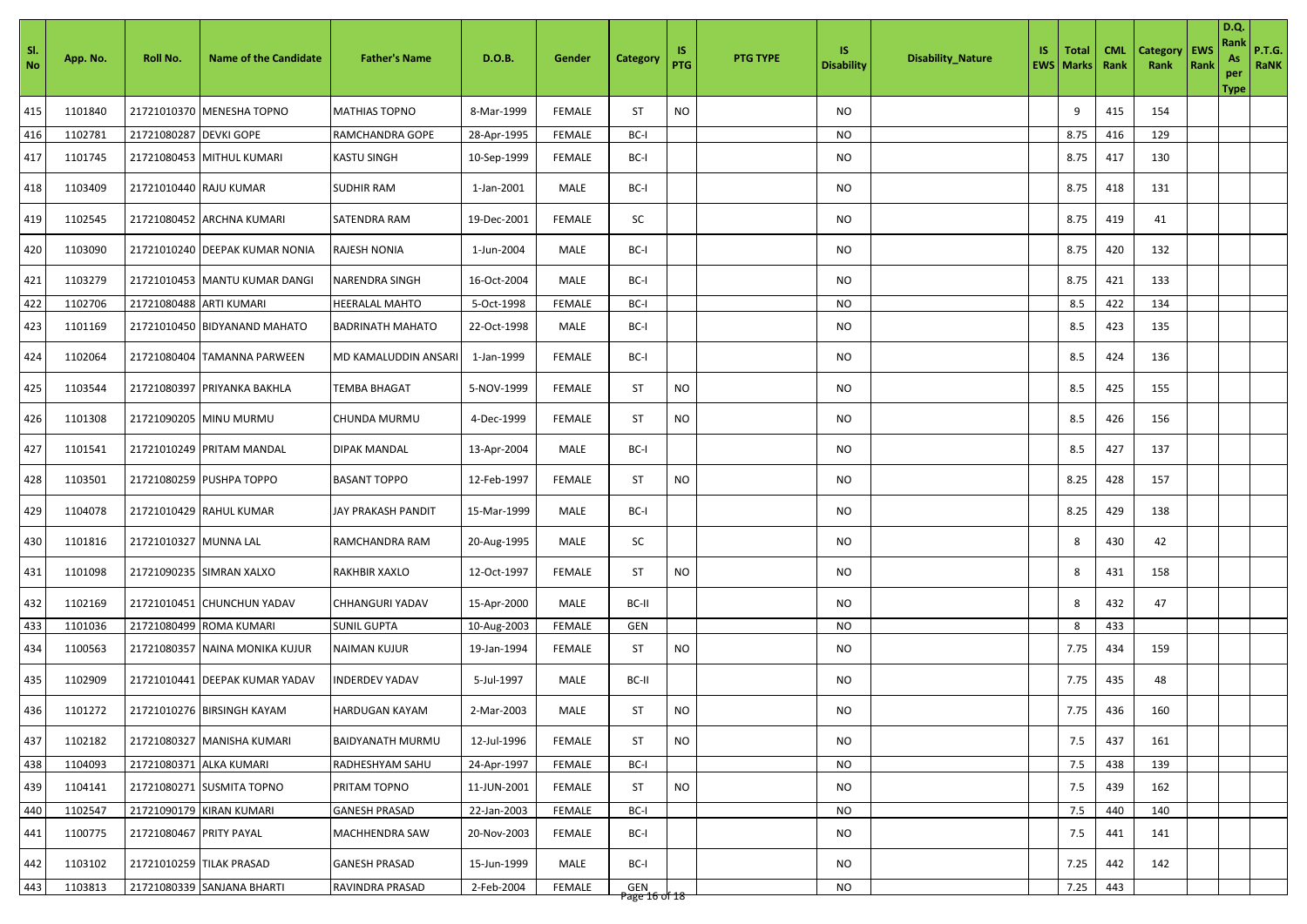| Sl. No | App. No. | Roll No. | Name of the Candidate | Father's Name | D.O.B. | Gender | Category | IS PTG | PTG TYPE | IS Disability | Disability_Nature | IS EWS | Total Marks | CML Rank | Category Rank | EWS Rank | D.Q. Rank As per Type | P.T.G. RaNK |
|---|---|---|---|---|---|---|---|---|---|---|---|---|---|---|---|---|---|---|
| 415 | 1101840 | 21721010370 | MENESHA TOPNO | MATHIAS TOPNO | 8-Mar-1999 | FEMALE | ST | NO | | NO | | | 9 | 415 | 154 | | | |
| 416 | 1102781 | 21721080287 | DEVKI GOPE | RAMCHANDRA GOPE | 28-Apr-1995 | FEMALE | BC-I | | | NO | | | 8.75 | 416 | 129 | | | |
| 417 | 1101745 | 21721080453 | MITHUL KUMARI | KASTU SINGH | 10-Sep-1999 | FEMALE | BC-I | | | NO | | | 8.75 | 417 | 130 | | | |
| 418 | 1103409 | 21721010440 | RAJU KUMAR | SUDHIR RAM | 1-Jan-2001 | MALE | BC-I | | | NO | | | 8.75 | 418 | 131 | | | |
| 419 | 1102545 | 21721080452 | ARCHNA KUMARI | SATENDRA RAM | 19-Dec-2001 | FEMALE | SC | | | NO | | | 8.75 | 419 | 41 | | | |
| 420 | 1103090 | 21721010240 | DEEPAK KUMAR NONIA | RAJESH NONIA | 1-Jun-2004 | MALE | BC-I | | | NO | | | 8.75 | 420 | 132 | | | |
| 421 | 1103279 | 21721010453 | MANTU KUMAR DANGI | NARENDRA SINGH | 16-Oct-2004 | MALE | BC-I | | | NO | | | 8.75 | 421 | 133 | | | |
| 422 | 1102706 | 21721080488 | ARTI KUMARI | HEERALAL MAHTO | 5-Oct-1998 | FEMALE | BC-I | | | NO | | | 8.5 | 422 | 134 | | | |
| 423 | 1101169 | 21721010450 | BIDYANAND MAHATO | BADRINATH MAHATO | 22-Oct-1998 | MALE | BC-I | | | NO | | | 8.5 | 423 | 135 | | | |
| 424 | 1102064 | 21721080404 | TAMANNA PARWEEN | MD KAMALUDDIN ANSARI | 1-Jan-1999 | FEMALE | BC-I | | | NO | | | 8.5 | 424 | 136 | | | |
| 425 | 1103544 | 21721080397 | PRIYANKA BAKHLA | TEMBA BHAGAT | 5-NOV-1999 | FEMALE | ST | NO | | NO | | | 8.5 | 425 | 155 | | | |
| 426 | 1101308 | 21721090205 | MINU MURMU | CHUNDA MURMU | 4-Dec-1999 | FEMALE | ST | NO | | NO | | | 8.5 | 426 | 156 | | | |
| 427 | 1101541 | 21721010249 | PRITAM MANDAL | DIPAK MANDAL | 13-Apr-2004 | MALE | BC-I | | | NO | | | 8.5 | 427 | 137 | | | |
| 428 | 1103501 | 21721080259 | PUSHPA TOPPO | BASANT TOPPO | 12-Feb-1997 | FEMALE | ST | NO | | NO | | | 8.25 | 428 | 157 | | | |
| 429 | 1104078 | 21721010429 | RAHUL KUMAR | JAY PRAKASH PANDIT | 15-Mar-1999 | MALE | BC-I | | | NO | | | 8.25 | 429 | 138 | | | |
| 430 | 1101816 | 21721010327 | MUNNA LAL | RAMCHANDRA RAM | 20-Aug-1995 | MALE | SC | | | NO | | | 8 | 430 | 42 | | | |
| 431 | 1101098 | 21721090235 | SIMRAN XALXO | RAKHBIR XAXLO | 12-Oct-1997 | FEMALE | ST | NO | | NO | | | 8 | 431 | 158 | | | |
| 432 | 1102169 | 21721010451 | CHUNCHUN YADAV | CHHANGURI YADAV | 15-Apr-2000 | MALE | BC-II | | | NO | | | 8 | 432 | 47 | | | |
| 433 | 1101036 | 21721080499 | ROMA KUMARI | SUNIL GUPTA | 10-Aug-2003 | FEMALE | GEN | | | NO | | | 8 | 433 | | | | |
| 434 | 1100563 | 21721080357 | NAINA MONIKA KUJUR | NAIMAN KUJUR | 19-Jan-1994 | FEMALE | ST | NO | | NO | | | 7.75 | 434 | 159 | | | |
| 435 | 1102909 | 21721010441 | DEEPAK KUMAR YADAV | INDERDEV YADAV | 5-Jul-1997 | MALE | BC-II | | | NO | | | 7.75 | 435 | 48 | | | |
| 436 | 1101272 | 21721010276 | BIRSINGH KAYAM | HARDUGAN KAYAM | 2-Mar-2003 | MALE | ST | NO | | NO | | | 7.75 | 436 | 160 | | | |
| 437 | 1102182 | 21721080327 | MANISHA KUMARI | BAIDYANATH MURMU | 12-Jul-1996 | FEMALE | ST | NO | | NO | | | 7.5 | 437 | 161 | | | |
| 438 | 1104093 | 21721080371 | ALKA KUMARI | RADHESHYAM SAHU | 24-Apr-1997 | FEMALE | BC-I | | | NO | | | 7.5 | 438 | 139 | | | |
| 439 | 1104141 | 21721080271 | SUSMITA TOPNO | PRITAM TOPNO | 11-JUN-2001 | FEMALE | ST | NO | | NO | | | 7.5 | 439 | 162 | | | |
| 440 | 1102547 | 21721090179 | KIRAN KUMARI | GANESH PRASAD | 22-Jan-2003 | FEMALE | BC-I | | | NO | | | 7.5 | 440 | 140 | | | |
| 441 | 1100775 | 21721080467 | PRITY PAYAL | MACHHENDRA SAW | 20-Nov-2003 | FEMALE | BC-I | | | NO | | | 7.5 | 441 | 141 | | | |
| 442 | 1103102 | 21721010259 | TILAK PRASAD | GANESH PRASAD | 15-Jun-1999 | MALE | BC-I | | | NO | | | 7.25 | 442 | 142 | | | |
| 443 | 1103813 | 21721080339 | SANJANA BHARTI | RAVINDRA PRASAD | 2-Feb-2004 | FEMALE | GEN | | | NO | | | 7.25 | 443 | | | | |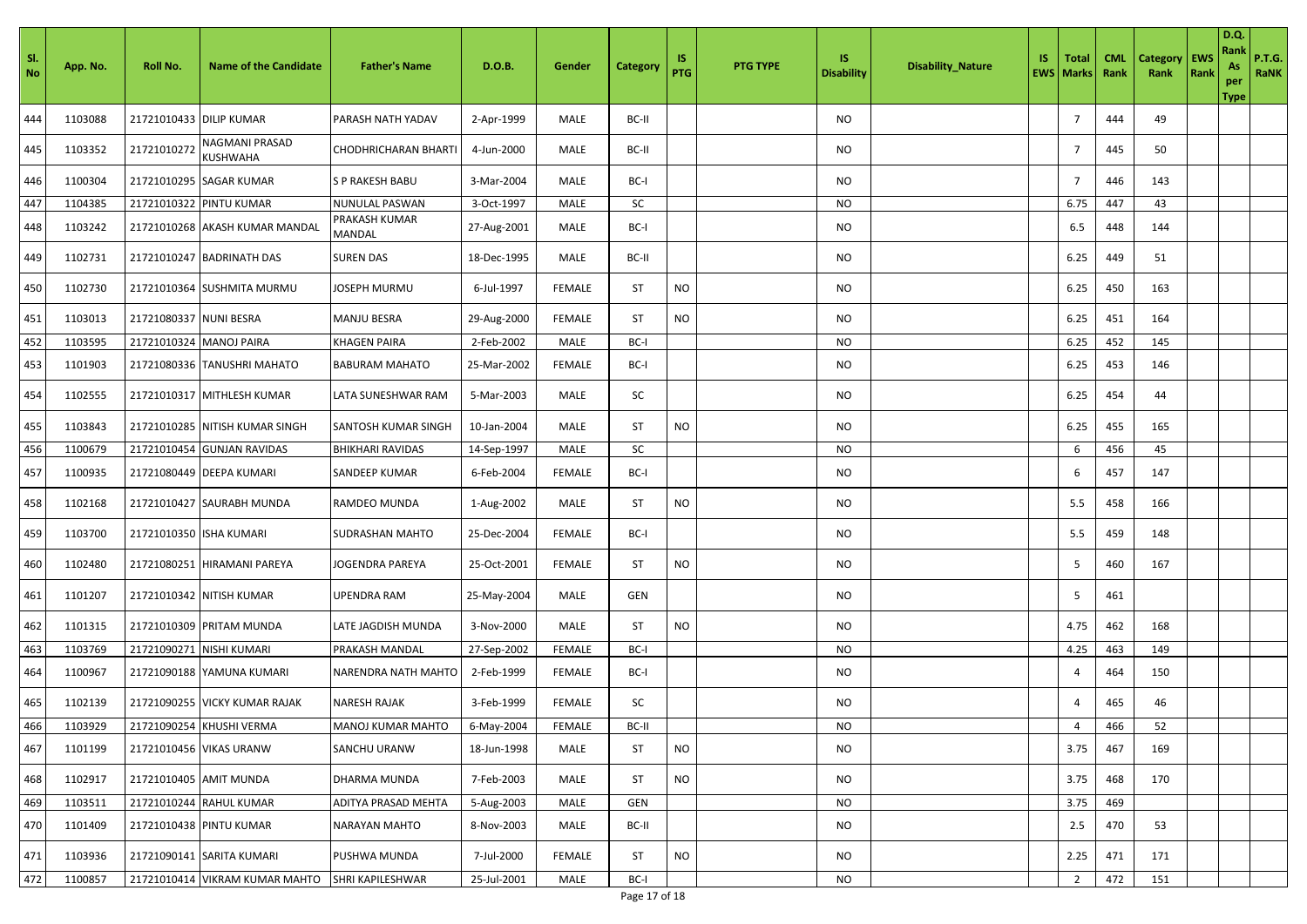| Sl. No | App. No. | Roll No. | Name of the Candidate | Father's Name | D.O.B. | Gender | Category | IS PTG | PTG TYPE | IS Disability | Disability_Nature | IS EWS | Total Marks | CML Rank | Category Rank | EWS Rank | D.Q. Rank As per Type | P.T.G. RaNK |
|---|---|---|---|---|---|---|---|---|---|---|---|---|---|---|---|---|---|---|
| 444 | 1103088 | 21721010433 | DILIP KUMAR | PARASH NATH YADAV | 2-Apr-1999 | MALE | BC-II | | | NO | | | 7 | 444 | 49 | | | |
| 445 | 1103352 | 21721010272 | NAGMANI PRASAD KUSHWAHA | CHODHRICHARAN BHARTI | 4-Jun-2000 | MALE | BC-II | | | NO | | | 7 | 445 | 50 | | | |
| 446 | 1100304 | 21721010295 | SAGAR KUMAR | S P RAKESH BABU | 3-Mar-2004 | MALE | BC-I | | | NO | | | 7 | 446 | 143 | | | |
| 447 | 1104385 | 21721010322 | PINTU KUMAR | NUNULAL PASWAN | 3-Oct-1997 | MALE | SC | | | NO | | | 6.75 | 447 | 43 | | | |
| 448 | 1103242 | 21721010268 | AKASH KUMAR MANDAL | PRAKASH KUMAR MANDAL | 27-Aug-2001 | MALE | BC-I | | | NO | | | 6.5 | 448 | 144 | | | |
| 449 | 1102731 | 21721010247 | BADRINATH DAS | SUREN DAS | 18-Dec-1995 | MALE | BC-II | | | NO | | | 6.25 | 449 | 51 | | | |
| 450 | 1102730 | 21721010364 | SUSHMITA MURMU | JOSEPH MURMU | 6-Jul-1997 | FEMALE | ST | NO | | NO | | | 6.25 | 450 | 163 | | | |
| 451 | 1103013 | 21721080337 | NUNI BESRA | MANJU BESRA | 29-Aug-2000 | FEMALE | ST | NO | | NO | | | 6.25 | 451 | 164 | | | |
| 452 | 1103595 | 21721010324 | MANOJ PAIRA | KHAGEN PAIRA | 2-Feb-2002 | MALE | BC-I | | | NO | | | 6.25 | 452 | 145 | | | |
| 453 | 1101903 | 21721080336 | TANUSHRI MAHATO | BABURAM MAHATO | 25-Mar-2002 | FEMALE | BC-I | | | NO | | | 6.25 | 453 | 146 | | | |
| 454 | 1102555 | 21721010317 | MITHLESH KUMAR | LATA SUNESHWAR RAM | 5-Mar-2003 | MALE | SC | | | NO | | | 6.25 | 454 | 44 | | | |
| 455 | 1103843 | 21721010285 | NITISH KUMAR SINGH | SANTOSH KUMAR SINGH | 10-Jan-2004 | MALE | ST | NO | | NO | | | 6.25 | 455 | 165 | | | |
| 456 | 1100679 | 21721010454 | GUNJAN RAVIDAS | BHIKHARI RAVIDAS | 14-Sep-1997 | MALE | SC | | | NO | | | 6 | 456 | 45 | | | |
| 457 | 1100935 | 21721080449 | DEEPA KUMARI | SANDEEP KUMAR | 6-Feb-2004 | FEMALE | BC-I | | | NO | | | 6 | 457 | 147 | | | |
| 458 | 1102168 | 21721010427 | SAURABH MUNDA | RAMDEO MUNDA | 1-Aug-2002 | MALE | ST | NO | | NO | | | 5.5 | 458 | 166 | | | |
| 459 | 1103700 | 21721010350 | ISHA KUMARI | SUDRASHAN MAHTO | 25-Dec-2004 | FEMALE | BC-I | | | NO | | | 5.5 | 459 | 148 | | | |
| 460 | 1102480 | 21721080251 | HIRAMANI PAREYA | JOGENDRA PAREYA | 25-Oct-2001 | FEMALE | ST | NO | | NO | | | 5 | 460 | 167 | | | |
| 461 | 1101207 | 21721010342 | NITISH KUMAR | UPENDRA RAM | 25-May-2004 | MALE | GEN | | | NO | | | 5 | 461 | | | | |
| 462 | 1101315 | 21721010309 | PRITAM MUNDA | LATE JAGDISH MUNDA | 3-Nov-2000 | MALE | ST | NO | | NO | | | 4.75 | 462 | 168 | | | |
| 463 | 1103769 | 21721090271 | NISHI KUMARI | PRAKASH MANDAL | 27-Sep-2002 | FEMALE | BC-I | | | NO | | | 4.25 | 463 | 149 | | | |
| 464 | 1100967 | 21721090188 | YAMUNA KUMARI | NARENDRA NATH MAHTO | 2-Feb-1999 | FEMALE | BC-I | | | NO | | | 4 | 464 | 150 | | | |
| 465 | 1102139 | 21721090255 | VICKY KUMAR RAJAK | NARESH RAJAK | 3-Feb-1999 | FEMALE | SC | | | NO | | | 4 | 465 | 46 | | | |
| 466 | 1103929 | 21721090254 | KHUSHI VERMA | MANOJ KUMAR MAHTO | 6-May-2004 | FEMALE | BC-II | | | NO | | | 4 | 466 | 52 | | | |
| 467 | 1101199 | 21721010456 | VIKAS URANW | SANCHU URANW | 18-Jun-1998 | MALE | ST | NO | | NO | | | 3.75 | 467 | 169 | | | |
| 468 | 1102917 | 21721010405 | AMIT MUNDA | DHARMA MUNDA | 7-Feb-2003 | MALE | ST | NO | | NO | | | 3.75 | 468 | 170 | | | |
| 469 | 1103511 | 21721010244 | RAHUL KUMAR | ADITYA PRASAD MEHTA | 5-Aug-2003 | MALE | GEN | | | NO | | | 3.75 | 469 | | | | |
| 470 | 1101409 | 21721010438 | PINTU KUMAR | NARAYAN MAHTO | 8-Nov-2003 | MALE | BC-II | | | NO | | | 2.5 | 470 | 53 | | | |
| 471 | 1103936 | 21721090141 | SARITA KUMARI | PUSHWA MUNDA | 7-Jul-2000 | FEMALE | ST | NO | | NO | | | 2.25 | 471 | 171 | | | |
| 472 | 1100857 | 21721010414 | VIKRAM KUMAR MAHTO | SHRI KAPILESHWAR | 25-Jul-2001 | MALE | BC-I | | | NO | | | 2 | 472 | 151 | | | |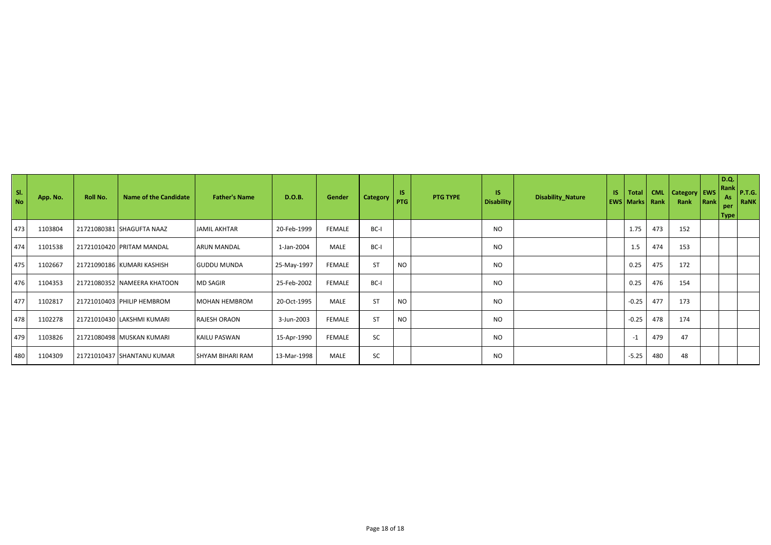| Sl. No | App. No. | Roll No. | Name of the Candidate | Father's Name | D.O.B. | Gender | Category | IS PTG | PTG TYPE | IS Disability | Disability_Nature | IS EWS | Total Marks | CML Rank | Category Rank | EWS Rank | D.Q. Rank As per Type | P.T.G. RaNK |
|---|---|---|---|---|---|---|---|---|---|---|---|---|---|---|---|---|---|---|
| 473 | 1103804 | 21721080381 | SHAGUFTA NAAZ | JAMIL AKHTAR | 20-Feb-1999 | FEMALE | BC-I | | | NO | | | 1.75 | 473 | 152 | | | |
| 474 | 1101538 | 21721010420 | PRITAM MANDAL | ARUN MANDAL | 1-Jan-2004 | MALE | BC-I | | | NO | | | 1.5 | 474 | 153 | | | |
| 475 | 1102667 | 21721090186 | KUMARI KASHISH | GUDDU MUNDA | 25-May-1997 | FEMALE | ST | NO | | NO | | | 0.25 | 475 | 172 | | | |
| 476 | 1104353 | 21721080352 | NAMEERA KHATOON | MD SAGIR | 25-Feb-2002 | FEMALE | BC-I | | | NO | | | 0.25 | 476 | 154 | | | |
| 477 | 1102817 | 21721010403 | PHILIP HEMBROM | MOHAN HEMBROM | 20-Oct-1995 | MALE | ST | NO | | NO | | | -0.25 | 477 | 173 | | | |
| 478 | 1102278 | 21721010430 | LAKSHMI KUMARI | RAJESH ORAON | 3-Jun-2003 | FEMALE | ST | NO | | NO | | | -0.25 | 478 | 174 | | | |
| 479 | 1103826 | 21721080498 | MUSKAN KUMARI | KAILU PASWAN | 15-Apr-1990 | FEMALE | SC | | | NO | | | -1 | 479 | 47 | | | |
| 480 | 1104309 | 21721010437 | SHANTANU KUMAR | SHYAM BIHARI RAM | 13-Mar-1998 | MALE | SC | | | NO | | | -5.25 | 480 | 48 | | | |